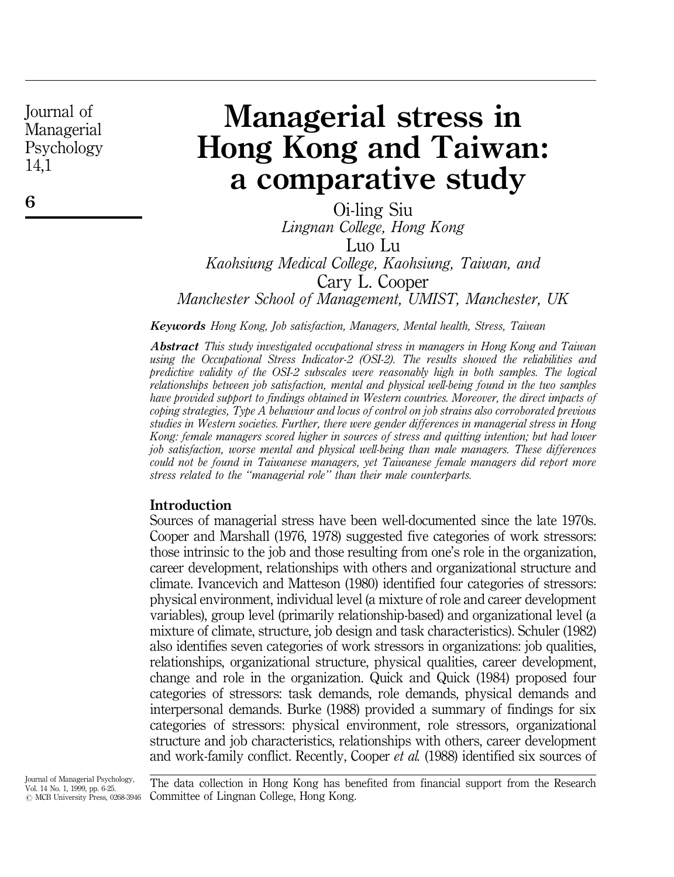# Managerial stress in Hong Kong and Taiwan: a comparative study

Oi-ling Siu
*Lingnan College, Hong Kong*

Luo Lu
*Kaohsiung Medical College, Kaohsiung, Taiwan, and*

Cary L. Cooper
*Manchester School of Management, UMIST, Manchester, UK*

***Keywords*** *Hong Kong, Job satisfaction, Managers, Mental health, Stress, Taiwan*

***Abstract*** *This study investigated occupational stress in managers in Hong Kong and Taiwan using the Occupational Stress Indicator-2 (OSI-2). The results showed the reliabilities and predictive validity of the OSI-2 subscales were reasonably high in both samples. The logical relationships between job satisfaction, mental and physical well-being found in the two samples have provided support to findings obtained in Western countries. Moreover, the direct impacts of coping strategies, Type A behaviour and locus of control on job strains also corroborated previous studies in Western societies. Further, there were gender differences in managerial stress in Hong Kong: female managers scored higher in sources of stress and quitting intention; but had lower job satisfaction, worse mental and physical well-being than male managers. These differences could not be found in Taiwanese managers, yet Taiwanese female managers did report more stress related to the "managerial role" than their male counterparts.*

## Introduction

Sources of managerial stress have been well-documented since the late 1970s. Cooper and Marshall (1976, 1978) suggested five categories of work stressors: those intrinsic to the job and those resulting from one's role in the organization, career development, relationships with others and organizational structure and climate. Ivancevich and Matteson (1980) identified four categories of stressors: physical environment, individual level (a mixture of role and career development variables), group level (primarily relationship-based) and organizational level (a mixture of climate, structure, job design and task characteristics). Schuler (1982) also identifies seven categories of work stressors in organizations: job qualities, relationships, organizational structure, physical qualities, career development, change and role in the organization. Quick and Quick (1984) proposed four categories of stressors: task demands, role demands, physical demands and interpersonal demands. Burke (1988) provided a summary of findings for six categories of stressors: physical environment, role stressors, organizational structure and job characteristics, relationships with others, career development and work-family conflict. Recently, Cooper *et al.* (1988) identified six sources of

The data collection in Hong Kong has benefited from financial support from the Research Committee of Lingnan College, Hong Kong.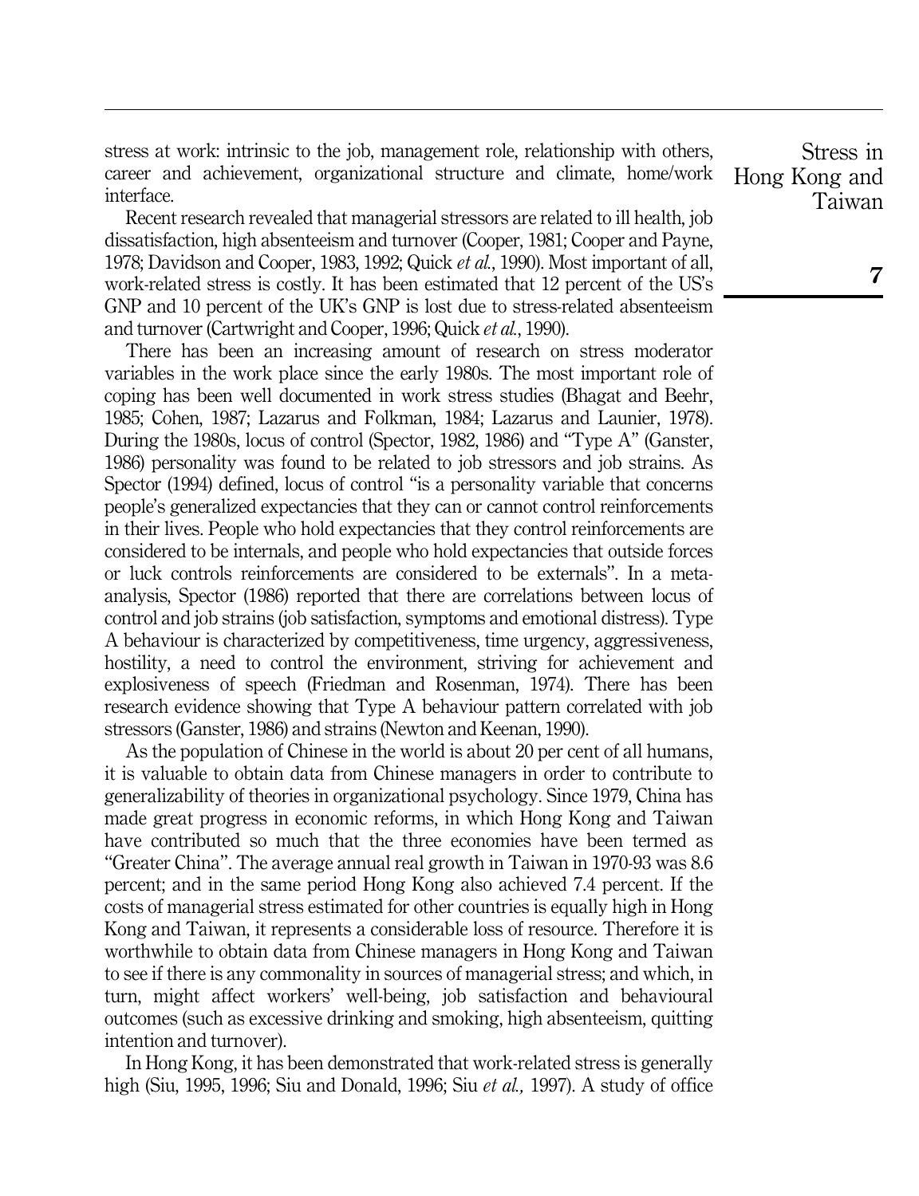stress at work: intrinsic to the job, management role, relationship with others, career and achievement, organizational structure and climate, home/work interface.

Recent research revealed that managerial stressors are related to ill health, job dissatisfaction, high absenteeism and turnover (Cooper, 1981; Cooper and Payne, 1978; Davidson and Cooper, 1983, 1992; Quick *et al.*, 1990). Most important of all, work-related stress is costly. It has been estimated that 12 percent of the US's GNP and 10 percent of the UK's GNP is lost due to stress-related absenteeism and turnover (Cartwright and Cooper, 1996; Quick *et al.*, 1990).

There has been an increasing amount of research on stress moderator variables in the work place since the early 1980s. The most important role of coping has been well documented in work stress studies (Bhagat and Beehr, 1985; Cohen, 1987; Lazarus and Folkman, 1984; Lazarus and Launier, 1978). During the 1980s, locus of control (Spector, 1982, 1986) and "Type A" (Ganster, 1986) personality was found to be related to job stressors and job strains. As Spector (1994) defined, locus of control "is a personality variable that concerns people's generalized expectancies that they can or cannot control reinforcements in their lives. People who hold expectancies that they control reinforcements are considered to be internals, and people who hold expectancies that outside forces or luck controls reinforcements are considered to be externals". In a meta-analysis, Spector (1986) reported that there are correlations between locus of control and job strains (job satisfaction, symptoms and emotional distress). Type A behaviour is characterized by competitiveness, time urgency, aggressiveness, hostility, a need to control the environment, striving for achievement and explosiveness of speech (Friedman and Rosenman, 1974). There has been research evidence showing that Type A behaviour pattern correlated with job stressors (Ganster, 1986) and strains (Newton and Keenan, 1990).

As the population of Chinese in the world is about 20 per cent of all humans, it is valuable to obtain data from Chinese managers in order to contribute to generalizability of theories in organizational psychology. Since 1979, China has made great progress in economic reforms, in which Hong Kong and Taiwan have contributed so much that the three economies have been termed as "Greater China". The average annual real growth in Taiwan in 1970-93 was 8.6 percent; and in the same period Hong Kong also achieved 7.4 percent. If the costs of managerial stress estimated for other countries is equally high in Hong Kong and Taiwan, it represents a considerable loss of resource. Therefore it is worthwhile to obtain data from Chinese managers in Hong Kong and Taiwan to see if there is any commonality in sources of managerial stress; and which, in turn, might affect workers' well-being, job satisfaction and behavioural outcomes (such as excessive drinking and smoking, high absenteeism, quitting intention and turnover).

In Hong Kong, it has been demonstrated that work-related stress is generally high (Siu, 1995, 1996; Siu and Donald, 1996; Siu *et al.,* 1997). A study of office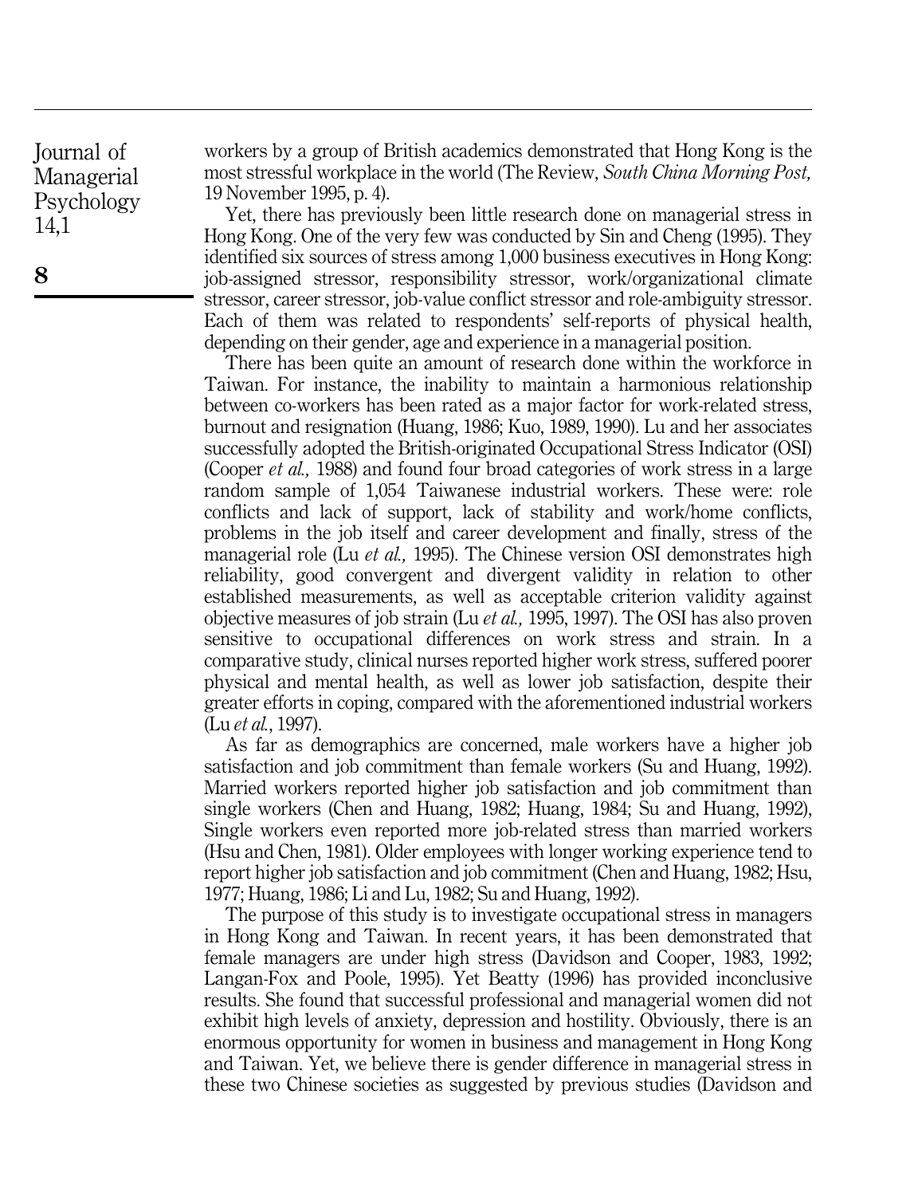workers by a group of British academics demonstrated that Hong Kong is the most stressful workplace in the world (The Review, *South China Morning Post,* 19 November 1995, p. 4).

Yet, there has previously been little research done on managerial stress in Hong Kong. One of the very few was conducted by Sin and Cheng (1995). They identified six sources of stress among 1,000 business executives in Hong Kong: job-assigned stressor, responsibility stressor, work/organizational climate stressor, career stressor, job-value conflict stressor and role-ambiguity stressor. Each of them was related to respondents' self-reports of physical health, depending on their gender, age and experience in a managerial position.

There has been quite an amount of research done within the workforce in Taiwan. For instance, the inability to maintain a harmonious relationship between co-workers has been rated as a major factor for work-related stress, burnout and resignation (Huang, 1986; Kuo, 1989, 1990). Lu and her associates successfully adopted the British-originated Occupational Stress Indicator (OSI) (Cooper *et al.,* 1988) and found four broad categories of work stress in a large random sample of 1,054 Taiwanese industrial workers. These were: role conflicts and lack of support, lack of stability and work/home conflicts, problems in the job itself and career development and finally, stress of the managerial role (Lu *et al.,* 1995). The Chinese version OSI demonstrates high reliability, good convergent and divergent validity in relation to other established measurements, as well as acceptable criterion validity against objective measures of job strain (Lu *et al.,* 1995, 1997). The OSI has also proven sensitive to occupational differences on work stress and strain. In a comparative study, clinical nurses reported higher work stress, suffered poorer physical and mental health, as well as lower job satisfaction, despite their greater efforts in coping, compared with the aforementioned industrial workers (Lu *et al.*, 1997).

As far as demographics are concerned, male workers have a higher job satisfaction and job commitment than female workers (Su and Huang, 1992). Married workers reported higher job satisfaction and job commitment than single workers (Chen and Huang, 1982; Huang, 1984; Su and Huang, 1992), Single workers even reported more job-related stress than married workers (Hsu and Chen, 1981). Older employees with longer working experience tend to report higher job satisfaction and job commitment (Chen and Huang, 1982; Hsu, 1977; Huang, 1986; Li and Lu, 1982; Su and Huang, 1992).

The purpose of this study is to investigate occupational stress in managers in Hong Kong and Taiwan. In recent years, it has been demonstrated that female managers are under high stress (Davidson and Cooper, 1983, 1992; Langan-Fox and Poole, 1995). Yet Beatty (1996) has provided inconclusive results. She found that successful professional and managerial women did not exhibit high levels of anxiety, depression and hostility. Obviously, there is an enormous opportunity for women in business and management in Hong Kong and Taiwan. Yet, we believe there is gender difference in managerial stress in these two Chinese societies as suggested by previous studies (Davidson and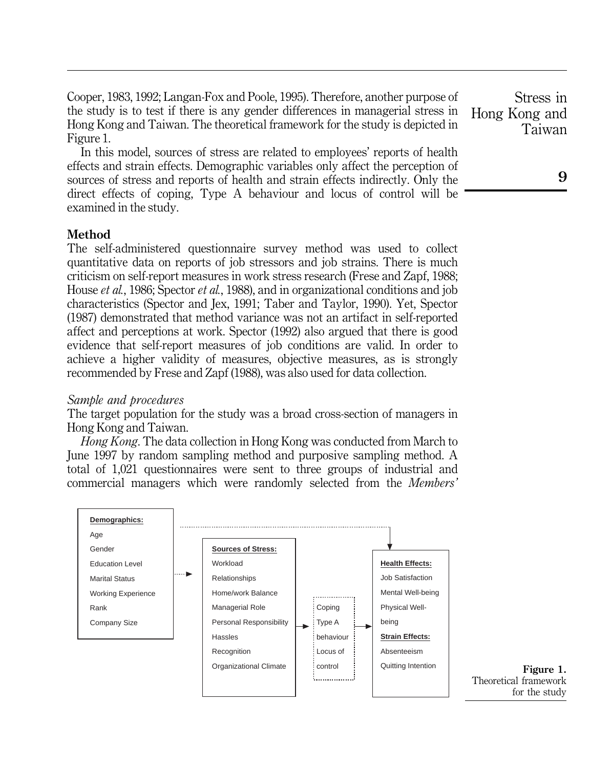Cooper, 1983, 1992; Langan-Fox and Poole, 1995). Therefore, another purpose of the study is to test if there is any gender differences in managerial stress in Hong Kong and Taiwan. The theoretical framework for the study is depicted in Figure 1.

In this model, sources of stress are related to employees' reports of health effects and strain effects. Demographic variables only affect the perception of sources of stress and reports of health and strain effects indirectly. Only the direct effects of coping, Type A behaviour and locus of control will be examined in the study.

## Method

The self-administered questionnaire survey method was used to collect quantitative data on reports of job stressors and job strains. There is much criticism on self-report measures in work stress research (Frese and Zapf, 1988; House *et al.*, 1986; Spector *et al.*, 1988), and in organizational conditions and job characteristics (Spector and Jex, 1991; Taber and Taylor, 1990). Yet, Spector (1987) demonstrated that method variance was not an artifact in self-reported affect and perceptions at work. Spector (1992) also argued that there is good evidence that self-report measures of job conditions are valid. In order to achieve a higher validity of measures, objective measures, as is strongly recommended by Frese and Zapf (1988), was also used for data collection.

### *Sample and procedures*

The target population for the study was a broad cross-section of managers in Hong Kong and Taiwan.

*Hong Kong*. The data collection in Hong Kong was conducted from March to June 1997 by random sampling method and purposive sampling method. A total of 1,021 questionnaires were sent to three groups of industrial and commercial managers which were randomly selected from the *Members'*

| Demographics: | Sources of Stress: | | Health Effects: |
|---|---|---|---|
| Age | Workload | | Job Satisfaction |
| Gender | Relationships | | Mental Well-being |
| Education Level | Home/work Balance | | Physical Well-being |
| Marital Status | Managerial Role | Coping | **Strain Effects:** |
| Working Experience | Personal Responsibility | Type A behaviour | Absenteeism |
| Rank | Hassles | Locus of control | Quitting Intention |
| Company Size | Recognition | | |
| | Organizational Climate | | |

**Figure 1.** Theoretical framework for the study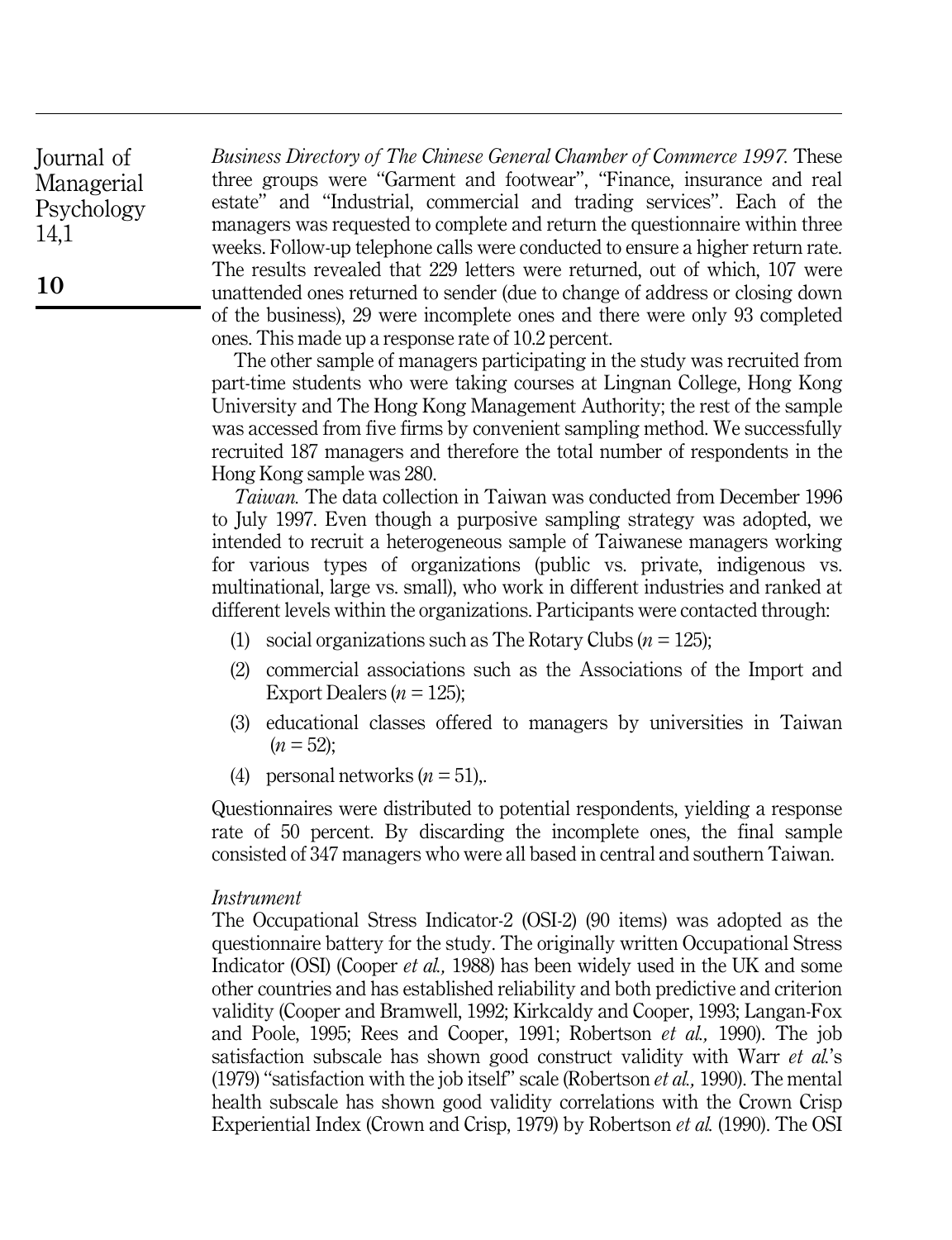*Business Directory of The Chinese General Chamber of Commerce 1997*. These three groups were "Garment and footwear", "Finance, insurance and real estate" and "Industrial, commercial and trading services". Each of the managers was requested to complete and return the questionnaire within three weeks. Follow-up telephone calls were conducted to ensure a higher return rate. The results revealed that 229 letters were returned, out of which, 107 were unattended ones returned to sender (due to change of address or closing down of the business), 29 were incomplete ones and there were only 93 completed ones. This made up a response rate of 10.2 percent.

The other sample of managers participating in the study was recruited from part-time students who were taking courses at Lingnan College, Hong Kong University and The Hong Kong Management Authority; the rest of the sample was accessed from five firms by convenient sampling method. We successfully recruited 187 managers and therefore the total number of respondents in the Hong Kong sample was 280.

*Taiwan.* The data collection in Taiwan was conducted from December 1996 to July 1997. Even though a purposive sampling strategy was adopted, we intended to recruit a heterogeneous sample of Taiwanese managers working for various types of organizations (public vs. private, indigenous vs. multinational, large vs. small), who work in different industries and ranked at different levels within the organizations. Participants were contacted through:

1. social organizations such as The Rotary Clubs ($n = 125$);
2. commercial associations such as the Associations of the Import and Export Dealers ($n = 125$);
3. educational classes offered to managers by universities in Taiwan ($n = 52$);
4. personal networks ($n = 51$),.

Questionnaires were distributed to potential respondents, yielding a response rate of 50 percent. By discarding the incomplete ones, the final sample consisted of 347 managers who were all based in central and southern Taiwan.

*Instrument*

The Occupational Stress Indicator-2 (OSI-2) (90 items) was adopted as the questionnaire battery for the study. The originally written Occupational Stress Indicator (OSI) (Cooper *et al.,* 1988) has been widely used in the UK and some other countries and has established reliability and both predictive and criterion validity (Cooper and Bramwell, 1992; Kirkcaldy and Cooper, 1993; Langan-Fox and Poole, 1995; Rees and Cooper, 1991; Robertson *et al.,* 1990). The job satisfaction subscale has shown good construct validity with Warr *et al.*'s (1979) "satisfaction with the job itself" scale (Robertson *et al.,* 1990). The mental health subscale has shown good validity correlations with the Crown Crisp Experiential Index (Crown and Crisp, 1979) by Robertson *et al.* (1990). The OSI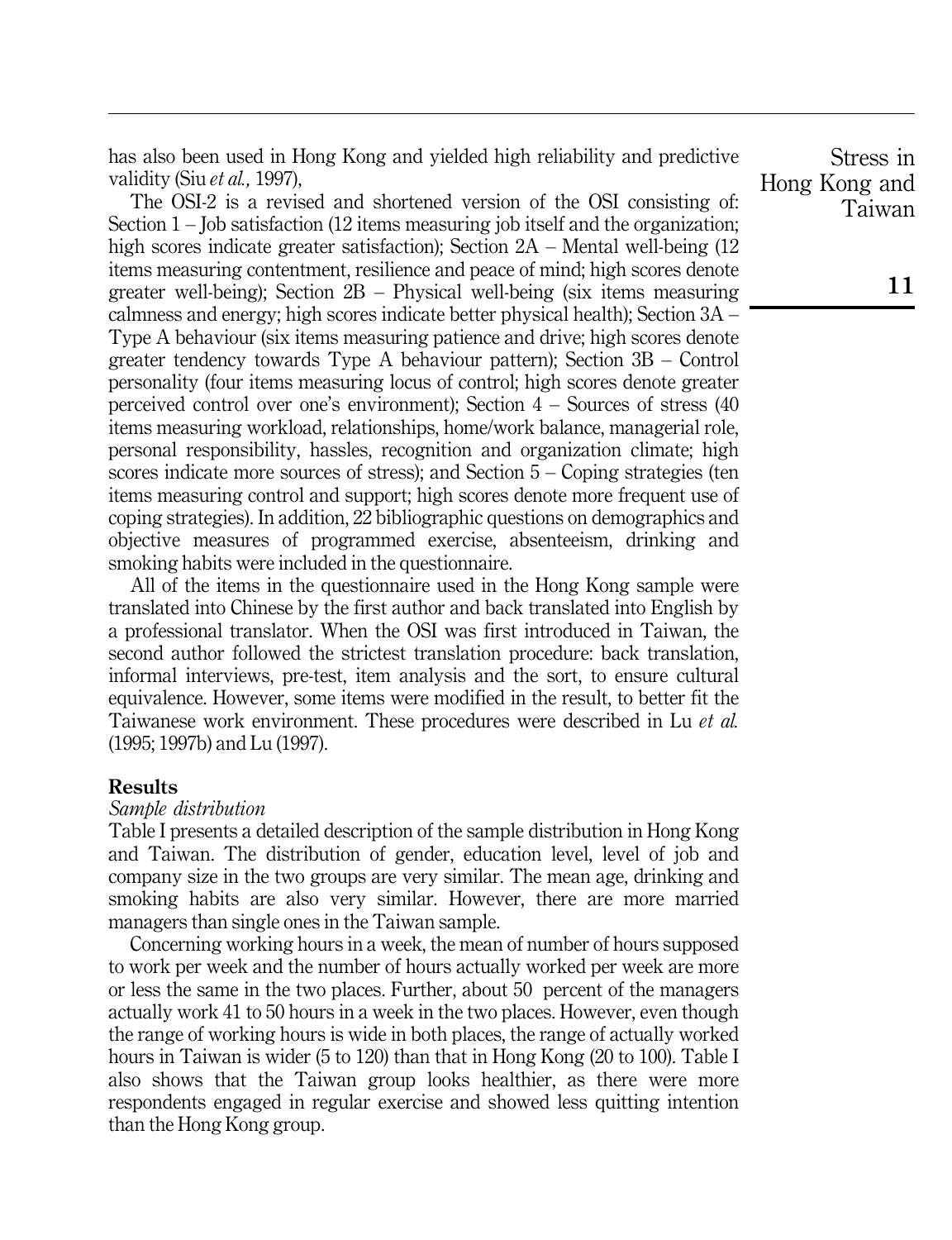has also been used in Hong Kong and yielded high reliability and predictive validity (Siu *et al.,* 1997),

The OSI-2 is a revised and shortened version of the OSI consisting of: Section 1 – Job satisfaction (12 items measuring job itself and the organization; high scores indicate greater satisfaction); Section 2A – Mental well-being (12 items measuring contentment, resilience and peace of mind; high scores denote greater well-being); Section 2B – Physical well-being (six items measuring calmness and energy; high scores indicate better physical health); Section 3A – Type A behaviour (six items measuring patience and drive; high scores denote greater tendency towards Type A behaviour pattern); Section 3B – Control personality (four items measuring locus of control; high scores denote greater perceived control over one's environment); Section 4 – Sources of stress (40 items measuring workload, relationships, home/work balance, managerial role, personal responsibility, hassles, recognition and organization climate; high scores indicate more sources of stress); and Section 5 – Coping strategies (ten items measuring control and support; high scores denote more frequent use of coping strategies). In addition, 22 bibliographic questions on demographics and objective measures of programmed exercise, absenteeism, drinking and smoking habits were included in the questionnaire.

All of the items in the questionnaire used in the Hong Kong sample were translated into Chinese by the first author and back translated into English by a professional translator. When the OSI was first introduced in Taiwan, the second author followed the strictest translation procedure: back translation, informal interviews, pre-test, item analysis and the sort, to ensure cultural equivalence. However, some items were modified in the result, to better fit the Taiwanese work environment. These procedures were described in Lu *et al.* (1995; 1997b) and Lu (1997).

## Results

### *Sample distribution*

Table I presents a detailed description of the sample distribution in Hong Kong and Taiwan. The distribution of gender, education level, level of job and company size in the two groups are very similar. The mean age, drinking and smoking habits are also very similar. However, there are more married managers than single ones in the Taiwan sample.

Concerning working hours in a week, the mean of number of hours supposed to work per week and the number of hours actually worked per week are more or less the same in the two places. Further, about 50 percent of the managers actually work 41 to 50 hours in a week in the two places. However, even though the range of working hours is wide in both places, the range of actually worked hours in Taiwan is wider (5 to 120) than that in Hong Kong (20 to 100). Table I also shows that the Taiwan group looks healthier, as there were more respondents engaged in regular exercise and showed less quitting intention than the Hong Kong group.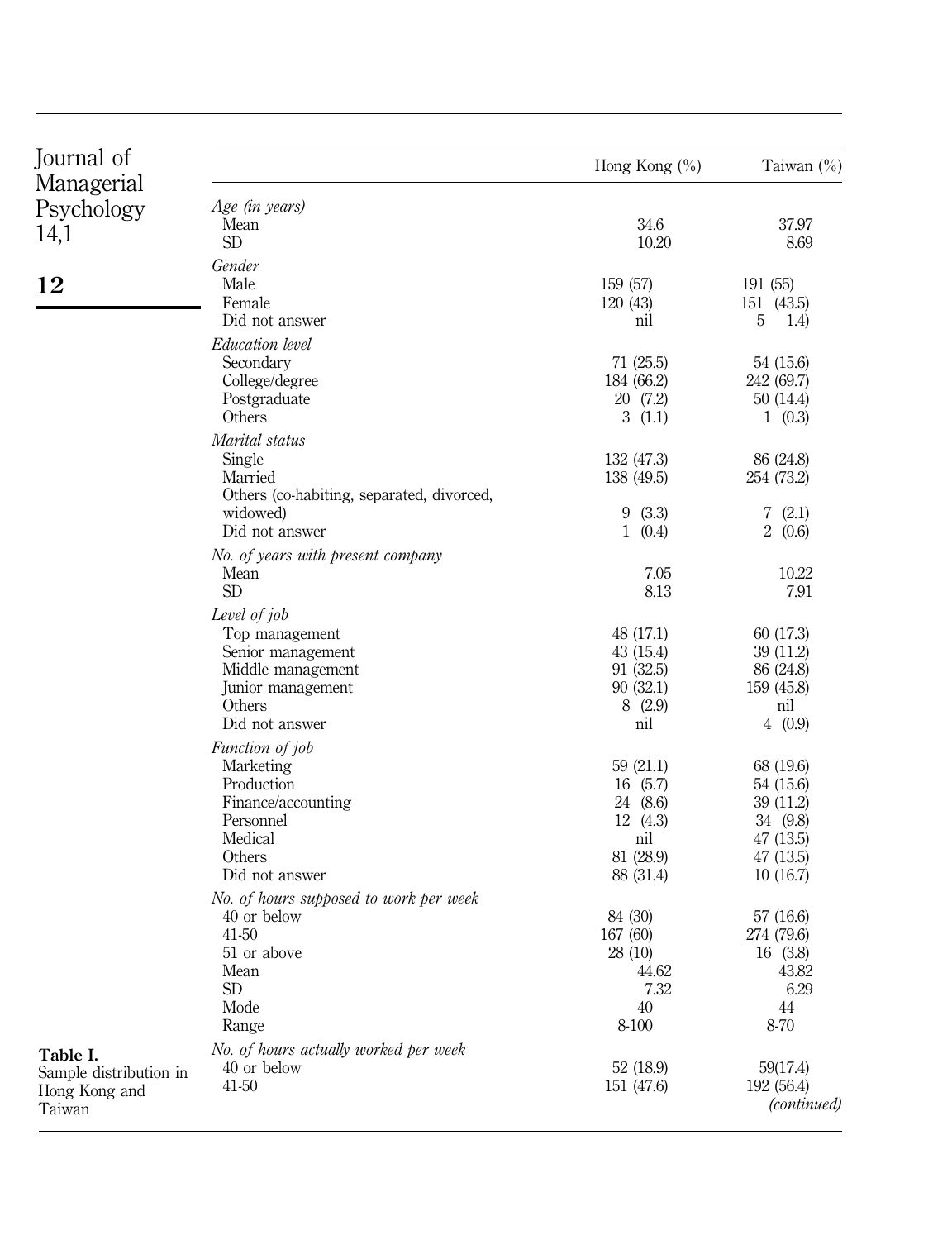**Table I.** Sample distribution in Hong Kong and Taiwan

| | Hong Kong (%) | Taiwan (%) |
|---|---|---|
| *Age (in years)* | | |
| Mean | 34.6 | 37.97 |
| SD | 10.20 | 8.69 |
| *Gender* | | |
| Male | 159 (57) | 191 (55) |
| Female | 120 (43) | 151 (43.5) |
| Did not answer | nil | 5 1.4) |
| *Education level* | | |
| Secondary | 71 (25.5) | 54 (15.6) |
| College/degree | 184 (66.2) | 242 (69.7) |
| Postgraduate | 20 (7.2) | 50 (14.4) |
| Others | 3 (1.1) | 1 (0.3) |
| *Marital status* | | |
| Single | 132 (47.3) | 86 (24.8) |
| Married | 138 (49.5) | 254 (73.2) |
| Others (co-habiting, separated, divorced, widowed) | 9 (3.3) | 7 (2.1) |
| Did not answer | 1 (0.4) | 2 (0.6) |
| *No. of years with present company* | | |
| Mean | 7.05 | 10.22 |
| SD | 8.13 | 7.91 |
| *Level of job* | | |
| Top management | 48 (17.1) | 60 (17.3) |
| Senior management | 43 (15.4) | 39 (11.2) |
| Middle management | 91 (32.5) | 86 (24.8) |
| Junior management | 90 (32.1) | 159 (45.8) |
| Others | 8 (2.9) | nil |
| Did not answer | nil | 4 (0.9) |
| *Function of job* | | |
| Marketing | 59 (21.1) | 68 (19.6) |
| Production | 16 (5.7) | 54 (15.6) |
| Finance/accounting | 24 (8.6) | 39 (11.2) |
| Personnel | 12 (4.3) | 34 (9.8) |
| Medical | nil | 47 (13.5) |
| Others | 81 (28.9) | 47 (13.5) |
| Did not answer | 88 (31.4) | 10 (16.7) |
| *No. of hours supposed to work per week* | | |
| 40 or below | 84 (30) | 57 (16.6) |
| 41-50 | 167 (60) | 274 (79.6) |
| 51 or above | 28 (10) | 16 (3.8) |
| Mean | 44.62 | 43.82 |
| SD | 7.32 | 6.29 |
| Mode | 40 | 44 |
| Range | 8-100 | 8-70 |
| *No. of hours actually worked per week* | | |
| 40 or below | 52 (18.9) | 59(17.4) |
| 41-50 | 151 (47.6) | 192 (56.4) |

*(continued)*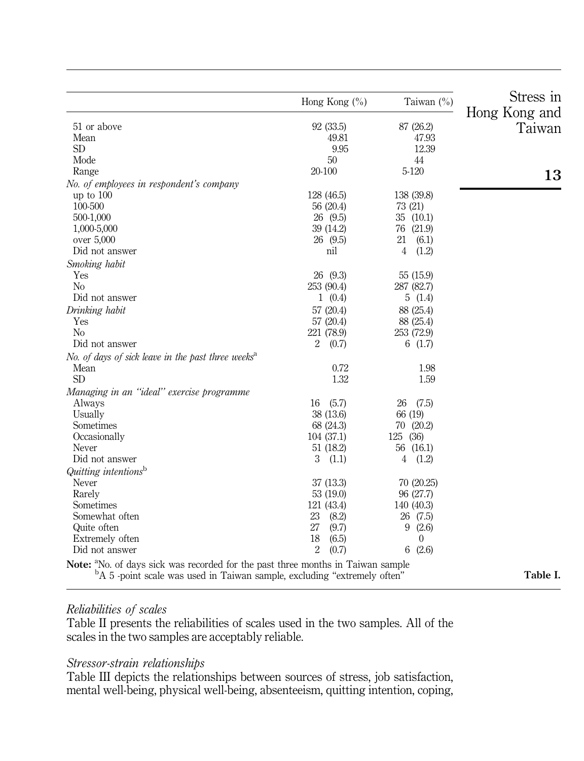| | Hong Kong (%) | Taiwan (%) |
|---|---|---|
| 51 or above | 92 (33.5) | 87 (26.2) |
| Mean | 49.81 | 47.93 |
| SD | 9.95 | 12.39 |
| Mode | 50 | 44 |
| Range | 20-100 | 5-120 |
| *No. of employees in respondent's company* | | |
| up to 100 | 128 (46.5) | 138 (39.8) |
| 100-500 | 56 (20.4) | 73 (21) |
| 500-1,000 | 26 (9.5) | 35 (10.1) |
| 1,000-5,000 | 39 (14.2) | 76 (21.9) |
| over 5,000 | 26 (9.5) | 21 (6.1) |
| Did not answer | nil | 4 (1.2) |
| *Smoking habit* | | |
| Yes | 26 (9.3) | 55 (15.9) |
| No | 253 (90.4) | 287 (82.7) |
| Did not answer | 1 (0.4) | 5 (1.4) |
| *Drinking habit* | 57 (20.4) | 88 (25.4) |
| Yes | 57 (20.4) | 88 (25.4) |
| No | 221 (78.9) | 253 (72.9) |
| Did not answer | 2 (0.7) | 6 (1.7) |
| *No. of days of sick leave in the past three weeks*[a] | | |
| Mean | 0.72 | 1.98 |
| SD | 1.32 | 1.59 |
| *Managing in an "ideal" exercise programme* | | |
| Always | 16 (5.7) | 26 (7.5) |
| Usually | 38 (13.6) | 66 (19) |
| Sometimes | 68 (24.3) | 70 (20.2) |
| Occasionally | 104 (37.1) | 125 (36) |
| Never | 51 (18.2) | 56 (16.1) |
| Did not answer | 3 (1.1) | 4 (1.2) |
| *Quitting intentions*[b] | | |
| Never | 37 (13.3) | 70 (20.25) |
| Rarely | 53 (19.0) | 96 (27.7) |
| Sometimes | 121 (43.4) | 140 (40.3) |
| Somewhat often | 23 (8.2) | 26 (7.5) |
| Quite often | 27 (9.7) | 9 (2.6) |
| Extremely often | 18 (6.5) | 0 |
| Did not answer | 2 (0.7) | 6 (2.6) |

**Note:** [a]No. of days sick was recorded for the past three months in Taiwan sample
[b]A 5 -point scale was used in Taiwan sample, excluding "extremely often"

**Table I.**

### *Reliabilities of scales*

Table II presents the reliabilities of scales used in the two samples. All of the scales in the two samples are acceptably reliable.

### *Stressor-strain relationships*

Table III depicts the relationships between sources of stress, job satisfaction, mental well-being, physical well-being, absenteeism, quitting intention, coping,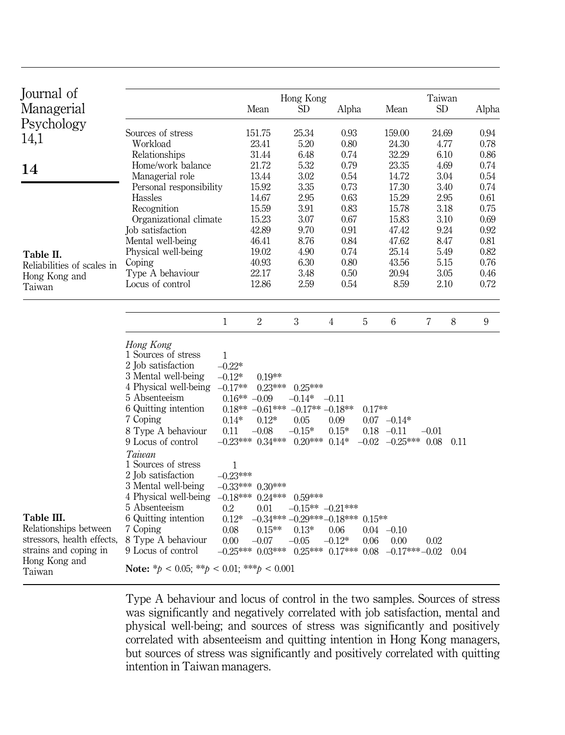**Table II.** Reliabilities of scales in Hong Kong and Taiwan

| | Hong Kong | | | Taiwan | | |
|---|---|---|---|---|---|---|
| | Mean | SD | Alpha | Mean | SD | Alpha |
| Sources of stress | 151.75 | 25.34 | 0.93 | 159.00 | 24.69 | 0.94 |
| Workload | 23.41 | 5.20 | 0.80 | 24.30 | 4.77 | 0.78 |
| Relationships | 31.44 | 6.48 | 0.74 | 32.29 | 6.10 | 0.86 |
| Home/work balance | 21.72 | 5.32 | 0.79 | 23.35 | 4.69 | 0.74 |
| Managerial role | 13.44 | 3.02 | 0.54 | 14.72 | 3.04 | 0.54 |
| Personal responsibility | 15.92 | 3.35 | 0.73 | 17.30 | 3.40 | 0.74 |
| Hassles | 14.67 | 2.95 | 0.63 | 15.29 | 2.95 | 0.61 |
| Recognition | 15.59 | 3.91 | 0.83 | 15.78 | 3.18 | 0.75 |
| Organizational climate | 15.23 | 3.07 | 0.67 | 15.83 | 3.10 | 0.69 |
| Job satisfaction | 42.89 | 9.70 | 0.91 | 47.42 | 9.24 | 0.92 |
| Mental well-being | 46.41 | 8.76 | 0.84 | 47.62 | 8.47 | 0.81 |
| Physical well-being | 19.02 | 4.90 | 0.74 | 25.14 | 5.49 | 0.82 |
| Coping | 40.93 | 6.30 | 0.80 | 43.56 | 5.15 | 0.76 |
| Type A behaviour | 22.17 | 3.48 | 0.50 | 20.94 | 3.05 | 0.46 |
| Locus of control | 12.86 | 2.59 | 0.54 | 8.59 | 2.10 | 0.72 |

**Table III.** Relationships between stressors, health effects, strains and coping in Hong Kong and Taiwan

| | 1 | 2 | 3 | 4 | 5 | 6 | 7 | 8 | 9 |
|---|---|---|---|---|---|---|---|---|---|
| *Hong Kong* | | | | | | | | | |
| 1 Sources of stress | 1 | | | | | | | | |
| 2 Job satisfaction | –0.22* | | | | | | | | |
| 3 Mental well-being | –0.12* | 0.19** | | | | | | | |
| 4 Physical well-being | –0.17** | 0.23*** | 0.25*** | | | | | | |
| 5 Absenteeism | 0.16** | –0.09 | –0.14* | –0.11 | | | | | |
| 6 Quitting intention | 0.18** | –0.61*** | –0.17** | –0.18** | 0.17** | | | | |
| 7 Coping | 0.14* | 0.12* | 0.05 | 0.09 | 0.07 | –0.14* | | | |
| 8 Type A behaviour | 0.11 | –0.08 | –0.15* | 0.15* | 0.18 | –0.11 | –0.01 | | |
| 9 Locus of control | –0.23*** | 0.34*** | 0.20*** | 0.14* | –0.02 | –0.25*** | 0.08 | 0.11 | |
| *Taiwan* | | | | | | | | | |
| 1 Sources of stress | 1 | | | | | | | | |
| 2 Job satisfaction | –0.23*** | | | | | | | | |
| 3 Mental well-being | –0.33*** | 0.30*** | | | | | | | |
| 4 Physical well-being | –0.18*** | 0.24*** | 0.59*** | | | | | | |
| 5 Absenteeism | 0.2 | 0.01 | –0.15** | –0.21*** | | | | | |
| 6 Quitting intention | 0.12* | –0.34*** | –0.29*** | –0.18*** | 0.15** | | | | |
| 7 Coping | 0.08 | 0.15** | 0.13* | 0.06 | 0.04 | –0.10 | | | |
| 8 Type A behaviour | 0.00 | –0.07 | –0.05 | –0.12* | 0.06 | 0.00 | 0.02 | | |
| 9 Locus of control | –0.25*** | 0.03*** | 0.25*** | 0.17*** | 0.08 | –0.17*** | –0.02 | 0.04 | |

**Note:** *$p < 0.05$; **$p < 0.01$; ***$p < 0.001$

Type A behaviour and locus of control in the two samples. Sources of stress was significantly and negatively correlated with job satisfaction, mental and physical well-being; and sources of stress was significantly and positively correlated with absenteeism and quitting intention in Hong Kong managers, but sources of stress was significantly and positively correlated with quitting intention in Taiwan managers.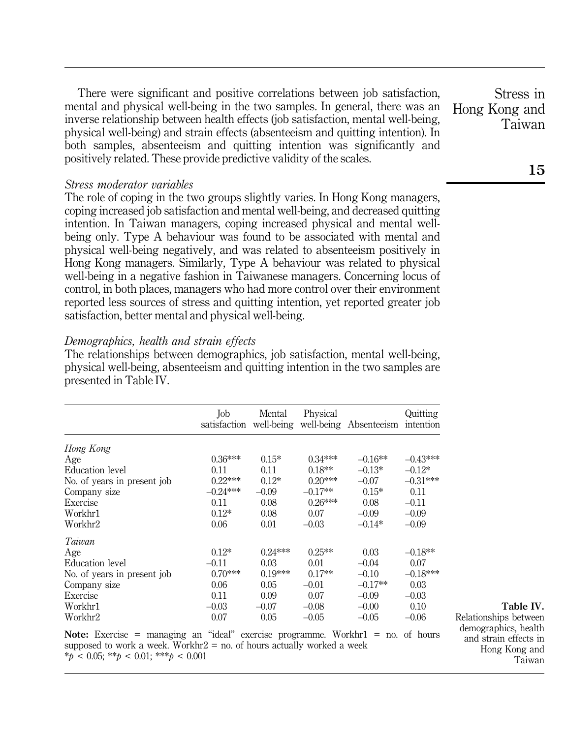There were significant and positive correlations between job satisfaction, mental and physical well-being in the two samples. In general, there was an inverse relationship between health effects (job satisfaction, mental well-being, physical well-being) and strain effects (absenteeism and quitting intention). In both samples, absenteeism and quitting intention was significantly and positively related. These provide predictive validity of the scales.

### *Stress moderator variables*

The role of coping in the two groups slightly varies. In Hong Kong managers, coping increased job satisfaction and mental well-being, and decreased quitting intention. In Taiwan managers, coping increased physical and mental well-being only. Type A behaviour was found to be associated with mental and physical well-being negatively, and was related to absenteeism positively in Hong Kong managers. Similarly, Type A behaviour was related to physical well-being in a negative fashion in Taiwanese managers. Concerning locus of control, in both places, managers who had more control over their environment reported less sources of stress and quitting intention, yet reported greater job satisfaction, better mental and physical well-being.

### *Demographics, health and strain effects*

The relationships between demographics, job satisfaction, mental well-being, physical well-being, absenteeism and quitting intention in the two samples are presented in Table IV.

| | Job satisfaction | Mental well-being | Physical well-being | Absenteeism | Quitting intention |
|---|---|---|---|---|---|
| *Hong Kong* | | | | | |
| Age | 0.36*** | 0.15* | 0.34*** | –0.16** | –0.43*** |
| Education level | 0.11 | 0.11 | 0.18** | –0.13* | –0.12* |
| No. of years in present job | 0.22*** | 0.12* | 0.20*** | –0.07 | –0.31*** |
| Company size | –0.24*** | –0.09 | –0.17** | 0.15* | 0.11 |
| Exercise | 0.11 | 0.08 | 0.26*** | 0.08 | –0.11 |
| Workhr1 | 0.12* | 0.08 | 0.07 | –0.09 | –0.09 |
| Workhr2 | 0.06 | 0.01 | –0.03 | –0.14* | –0.09 |
| *Taiwan* | | | | | |
| Age | 0.12* | 0.24*** | 0.25** | 0.03 | –0.18** |
| Education level | –0.11 | 0.03 | 0.01 | –0.04 | 0.07 |
| No. of years in present job | 0.70*** | 0.19*** | 0.17** | –0.10 | –0.18*** |
| Company size | 0.06 | 0.05 | –0.01 | –0.17** | 0.03 |
| Exercise | 0.11 | 0.09 | 0.07 | –0.09 | –0.03 |
| Workhr1 | –0.03 | –0.07 | –0.08 | –0.00 | 0.10 |
| Workhr2 | 0.07 | 0.05 | –0.05 | –0.05 | –0.06 |

**Note:** Exercise = managing an "ideal" exercise programme. Workhr1 = no. of hours supposed to work a week. Workhr2 = no. of hours actually worked a week
*$p < 0.05$; **$p < 0.01$; ***$p < 0.001$

**Table IV.** Relationships between demographics, health and strain effects in Hong Kong and Taiwan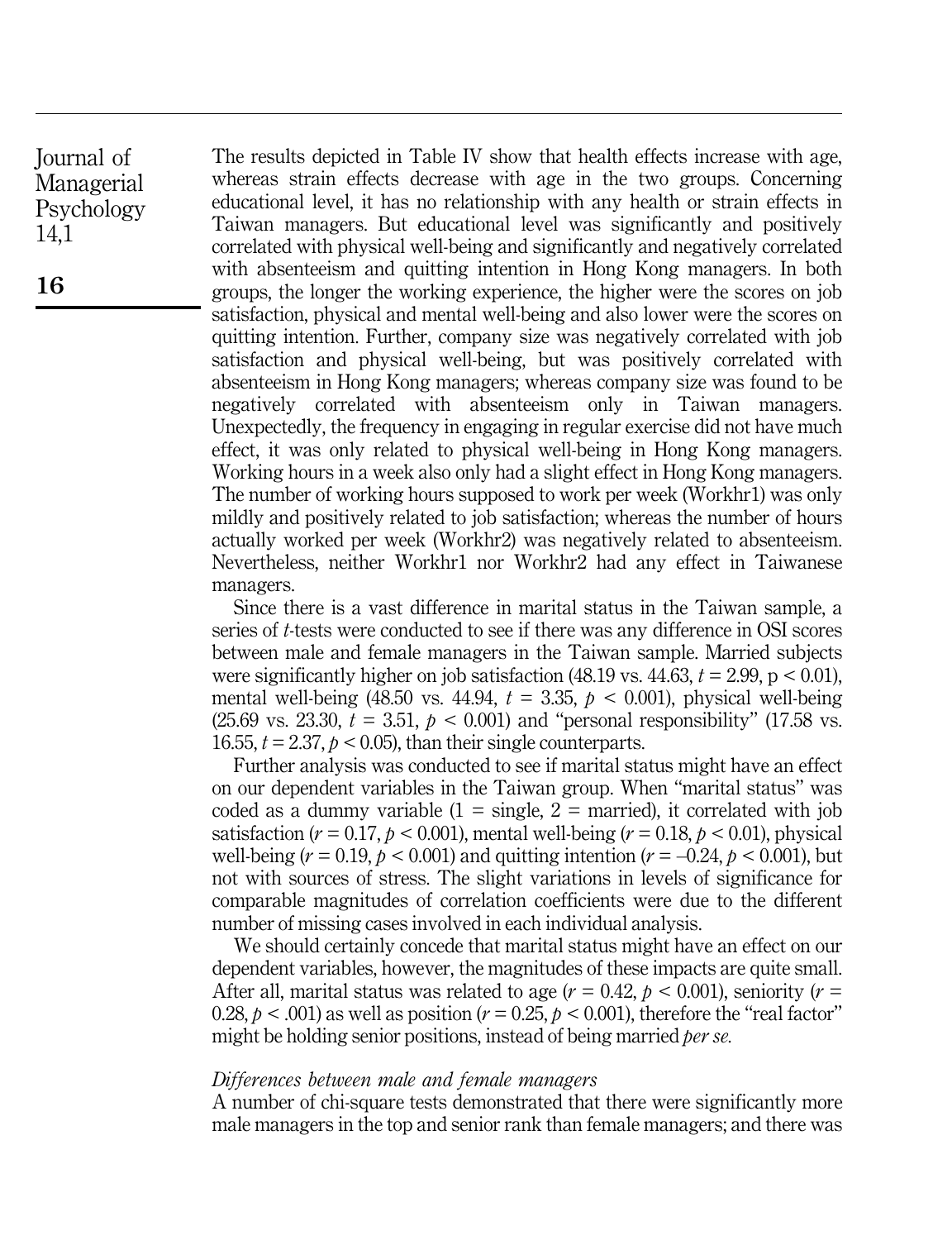The results depicted in Table IV show that health effects increase with age, whereas strain effects decrease with age in the two groups. Concerning educational level, it has no relationship with any health or strain effects in Taiwan managers. But educational level was significantly and positively correlated with physical well-being and significantly and negatively correlated with absenteeism and quitting intention in Hong Kong managers. In both groups, the longer the working experience, the higher were the scores on job satisfaction, physical and mental well-being and also lower were the scores on quitting intention. Further, company size was negatively correlated with job satisfaction and physical well-being, but was positively correlated with absenteeism in Hong Kong managers; whereas company size was found to be negatively correlated with absenteeism only in Taiwan managers. Unexpectedly, the frequency in engaging in regular exercise did not have much effect, it was only related to physical well-being in Hong Kong managers. Working hours in a week also only had a slight effect in Hong Kong managers. The number of working hours supposed to work per week (Workhr1) was only mildly and positively related to job satisfaction; whereas the number of hours actually worked per week (Workhr2) was negatively related to absenteeism. Nevertheless, neither Workhr1 nor Workhr2 had any effect in Taiwanese managers.

Since there is a vast difference in marital status in the Taiwan sample, a series of *t*-tests were conducted to see if there was any difference in OSI scores between male and female managers in the Taiwan sample. Married subjects were significantly higher on job satisfaction (48.19 vs. 44.63, $t = 2.99$, $p < 0.01$), mental well-being (48.50 vs. 44.94, $t = 3.35$, $p < 0.001$), physical well-being (25.69 vs. 23.30, $t = 3.51$, $p < 0.001$) and "personal responsibility" (17.58 vs. 16.55, $t = 2.37$, $p < 0.05$), than their single counterparts.

Further analysis was conducted to see if marital status might have an effect on our dependent variables in the Taiwan group. When "marital status" was coded as a dummy variable (1 = single, 2 = married), it correlated with job satisfaction ($r = 0.17$, $p < 0.001$), mental well-being ($r = 0.18$, $p < 0.01$), physical well-being ($r = 0.19$, $p < 0.001$) and quitting intention ($r = -0.24$, $p < 0.001$), but not with sources of stress. The slight variations in levels of significance for comparable magnitudes of correlation coefficients were due to the different number of missing cases involved in each individual analysis.

We should certainly concede that marital status might have an effect on our dependent variables, however, the magnitudes of these impacts are quite small. After all, marital status was related to age ($r = 0.42$, $p < 0.001$), seniority ($r = 0.28$, $p < .001$) as well as position ($r = 0.25$, $p < 0.001$), therefore the "real factor" might be holding senior positions, instead of being married *per se*.

### *Differences between male and female managers*

A number of chi-square tests demonstrated that there were significantly more male managers in the top and senior rank than female managers; and there was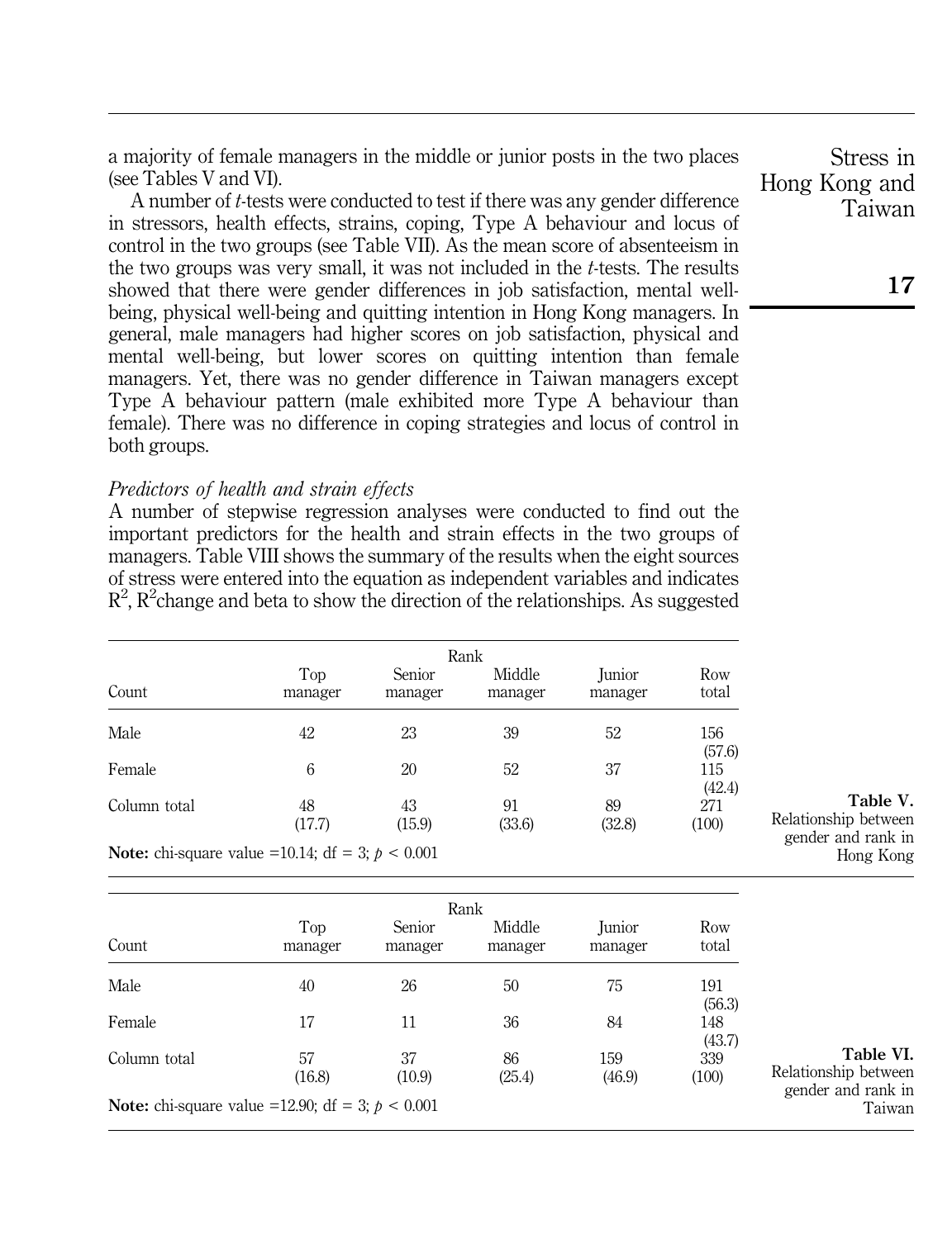a majority of female managers in the middle or junior posts in the two places (see Tables V and VI).

A number of *t*-tests were conducted to test if there was any gender difference in stressors, health effects, strains, coping, Type A behaviour and locus of control in the two groups (see Table VII). As the mean score of absenteeism in the two groups was very small, it was not included in the *t*-tests. The results showed that there were gender differences in job satisfaction, mental well-being, physical well-being and quitting intention in Hong Kong managers. In general, male managers had higher scores on job satisfaction, physical and mental well-being, but lower scores on quitting intention than female managers. Yet, there was no gender difference in Taiwan managers except Type A behaviour pattern (male exhibited more Type A behaviour than female). There was no difference in coping strategies and locus of control in both groups.

*Predictors of health and strain effects*

A number of stepwise regression analyses were conducted to find out the important predictors for the health and strain effects in the two groups of managers. Table VIII shows the summary of the results when the eight sources of stress were entered into the equation as independent variables and indicates $R^2$, $R^2$change and beta to show the direction of the relationships. As suggested

**Table V.** Relationship between gender and rank in Hong Kong

| | Rank | | | | |
|---|---|---|---|---|---|
| Count | Top manager | Senior manager | Middle manager | Junior manager | Row total |
| Male | 42 | 23 | 39 | 52 | 156 (57.6) |
| Female | 6 | 20 | 52 | 37 | 115 (42.4) |
| Column total | 48 (17.7) | 43 (15.9) | 91 (33.6) | 89 (32.8) | 271 (100) |

**Note:** chi-square value =10.14; df = 3; $p < 0.001$

**Table VI.** Relationship between gender and rank in Taiwan

| | Rank | | | | |
|---|---|---|---|---|---|
| Count | Top manager | Senior manager | Middle manager | Junior manager | Row total |
| Male | 40 | 26 | 50 | 75 | 191 (56.3) |
| Female | 17 | 11 | 36 | 84 | 148 (43.7) |
| Column total | 57 (16.8) | 37 (10.9) | 86 (25.4) | 159 (46.9) | 339 (100) |

**Note:** chi-square value =12.90; df = 3; $p < 0.001$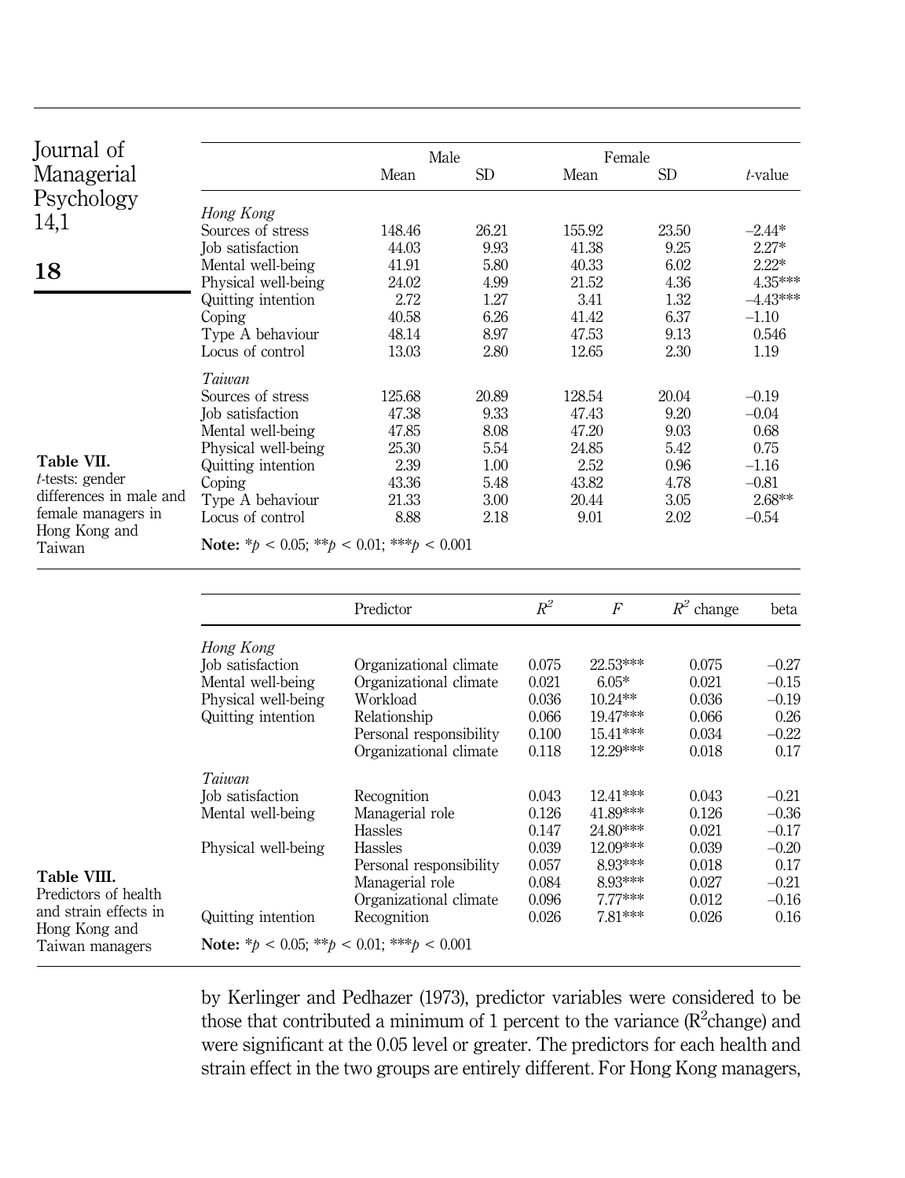**Table VII.** *t*-tests: gender differences in male and female managers in Hong Kong and Taiwan

| | Male | | Female | | |
|---|---|---|---|---|---|
| | Mean | SD | Mean | SD | *t*-value |
| *Hong Kong* | | | | | |
| Sources of stress | 148.46 | 26.21 | 155.92 | 23.50 | –2.44* |
| Job satisfaction | 44.03 | 9.93 | 41.38 | 9.25 | 2.27* |
| Mental well-being | 41.91 | 5.80 | 40.33 | 6.02 | 2.22* |
| Physical well-being | 24.02 | 4.99 | 21.52 | 4.36 | 4.35*** |
| Quitting intention | 2.72 | 1.27 | 3.41 | 1.32 | –4.43*** |
| Coping | 40.58 | 6.26 | 41.42 | 6.37 | –1.10 |
| Type A behaviour | 48.14 | 8.97 | 47.53 | 9.13 | 0.546 |
| Locus of control | 13.03 | 2.80 | 12.65 | 2.30 | 1.19 |
| *Taiwan* | | | | | |
| Sources of stress | 125.68 | 20.89 | 128.54 | 20.04 | –0.19 |
| Job satisfaction | 47.38 | 9.33 | 47.43 | 9.20 | –0.04 |
| Mental well-being | 47.85 | 8.08 | 47.20 | 9.03 | 0.68 |
| Physical well-being | 25.30 | 5.54 | 24.85 | 5.42 | 0.75 |
| Quitting intention | 2.39 | 1.00 | 2.52 | 0.96 | –1.16 |
| Coping | 43.36 | 5.48 | 43.82 | 4.78 | –0.81 |
| Type A behaviour | 21.33 | 3.00 | 20.44 | 3.05 | 2.68** |
| Locus of control | 8.88 | 2.18 | 9.01 | 2.02 | –0.54 |

**Note:** \*$p < 0.05$; \*\*$p < 0.01$; \*\*\*$p < 0.001$

**Table VIII.** Predictors of health and strain effects in Hong Kong and Taiwan managers

| | Predictor | $R^2$ | $F$ | $R^2$ change | beta |
|---|---|---|---|---|---|
| *Hong Kong* | | | | | |
| Job satisfaction | Organizational climate | 0.075 | 22.53*** | 0.075 | –0.27 |
| Mental well-being | Organizational climate | 0.021 | 6.05* | 0.021 | –0.15 |
| Physical well-being | Workload | 0.036 | 10.24** | 0.036 | –0.19 |
| Quitting intention | Relationship | 0.066 | 19.47*** | 0.066 | 0.26 |
| | Personal responsibility | 0.100 | 15.41*** | 0.034 | –0.22 |
| | Organizational climate | 0.118 | 12.29*** | 0.018 | 0.17 |
| *Taiwan* | | | | | |
| Job satisfaction | Recognition | 0.043 | 12.41*** | 0.043 | –0.21 |
| Mental well-being | Managerial role | 0.126 | 41.89*** | 0.126 | –0.36 |
| | Hassles | 0.147 | 24.80*** | 0.021 | –0.17 |
| Physical well-being | Hassles | 0.039 | 12.09*** | 0.039 | –0.20 |
| | Personal responsibility | 0.057 | 8.93*** | 0.018 | 0.17 |
| | Managerial role | 0.084 | 8.93*** | 0.027 | –0.21 |
| | Organizational climate | 0.096 | 7.77*** | 0.012 | –0.16 |
| Quitting intention | Recognition | 0.026 | 7.81*** | 0.026 | 0.16 |

**Note:** \*$p < 0.05$; \*\*$p < 0.01$; \*\*\*$p < 0.001$

by Kerlinger and Pedhazer (1973), predictor variables were considered to be those that contributed a minimum of 1 percent to the variance ($R^2$change) and were significant at the 0.05 level or greater. The predictors for each health and strain effect in the two groups are entirely different. For Hong Kong managers,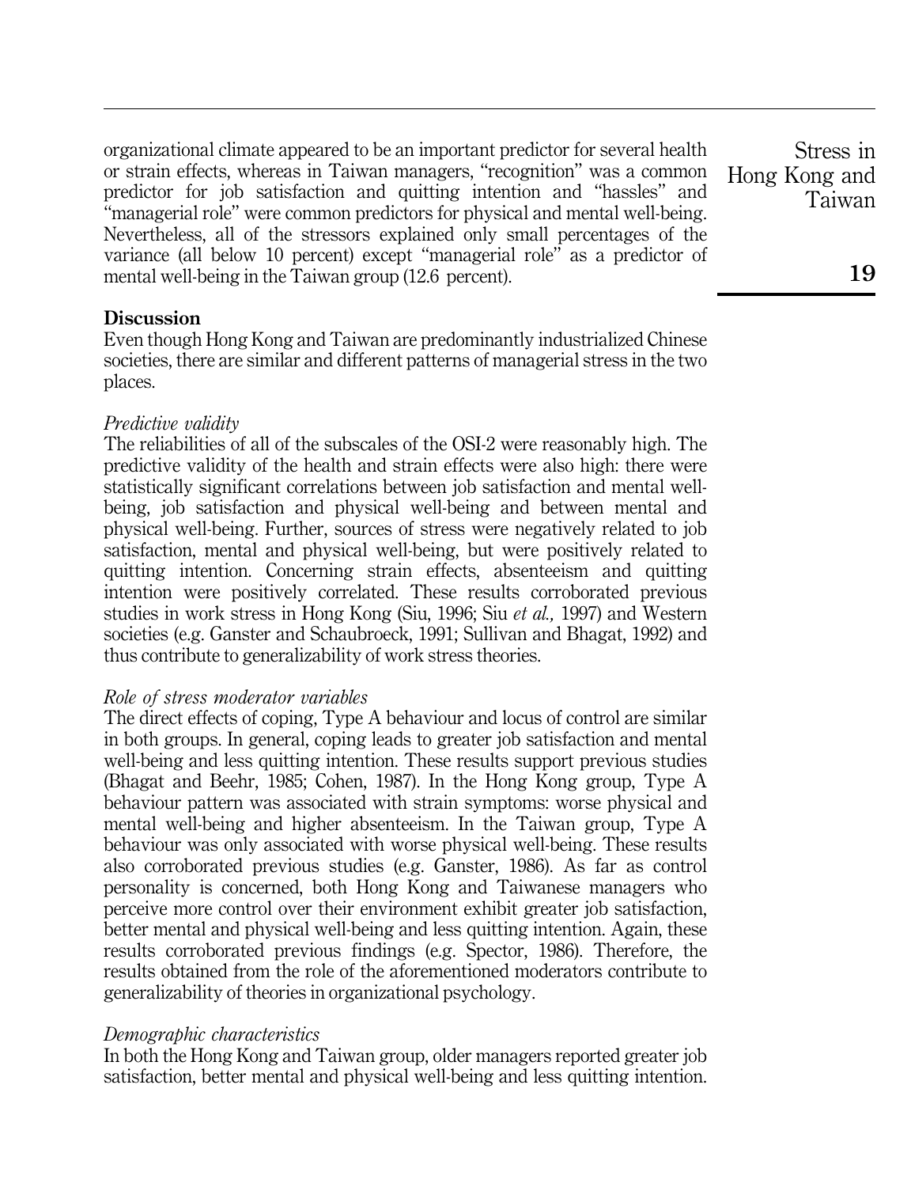organizational climate appeared to be an important predictor for several health or strain effects, whereas in Taiwan managers, "recognition" was a common predictor for job satisfaction and quitting intention and "hassles" and "managerial role" were common predictors for physical and mental well-being. Nevertheless, all of the stressors explained only small percentages of the variance (all below 10 percent) except "managerial role" as a predictor of mental well-being in the Taiwan group (12.6 percent).

## Discussion

Even though Hong Kong and Taiwan are predominantly industrialized Chinese societies, there are similar and different patterns of managerial stress in the two places.

### *Predictive validity*

The reliabilities of all of the subscales of the OSI-2 were reasonably high. The predictive validity of the health and strain effects were also high: there were statistically significant correlations between job satisfaction and mental well-being, job satisfaction and physical well-being and between mental and physical well-being. Further, sources of stress were negatively related to job satisfaction, mental and physical well-being, but were positively related to quitting intention. Concerning strain effects, absenteeism and quitting intention were positively correlated. These results corroborated previous studies in work stress in Hong Kong (Siu, 1996; Siu *et al.,* 1997) and Western societies (e.g. Ganster and Schaubroeck, 1991; Sullivan and Bhagat, 1992) and thus contribute to generalizability of work stress theories.

### *Role of stress moderator variables*

The direct effects of coping, Type A behaviour and locus of control are similar in both groups. In general, coping leads to greater job satisfaction and mental well-being and less quitting intention. These results support previous studies (Bhagat and Beehr, 1985; Cohen, 1987). In the Hong Kong group, Type A behaviour pattern was associated with strain symptoms: worse physical and mental well-being and higher absenteeism. In the Taiwan group, Type A behaviour was only associated with worse physical well-being. These results also corroborated previous studies (e.g. Ganster, 1986). As far as control personality is concerned, both Hong Kong and Taiwanese managers who perceive more control over their environment exhibit greater job satisfaction, better mental and physical well-being and less quitting intention. Again, these results corroborated previous findings (e.g. Spector, 1986). Therefore, the results obtained from the role of the aforementioned moderators contribute to generalizability of theories in organizational psychology.

### *Demographic characteristics*

In both the Hong Kong and Taiwan group, older managers reported greater job satisfaction, better mental and physical well-being and less quitting intention.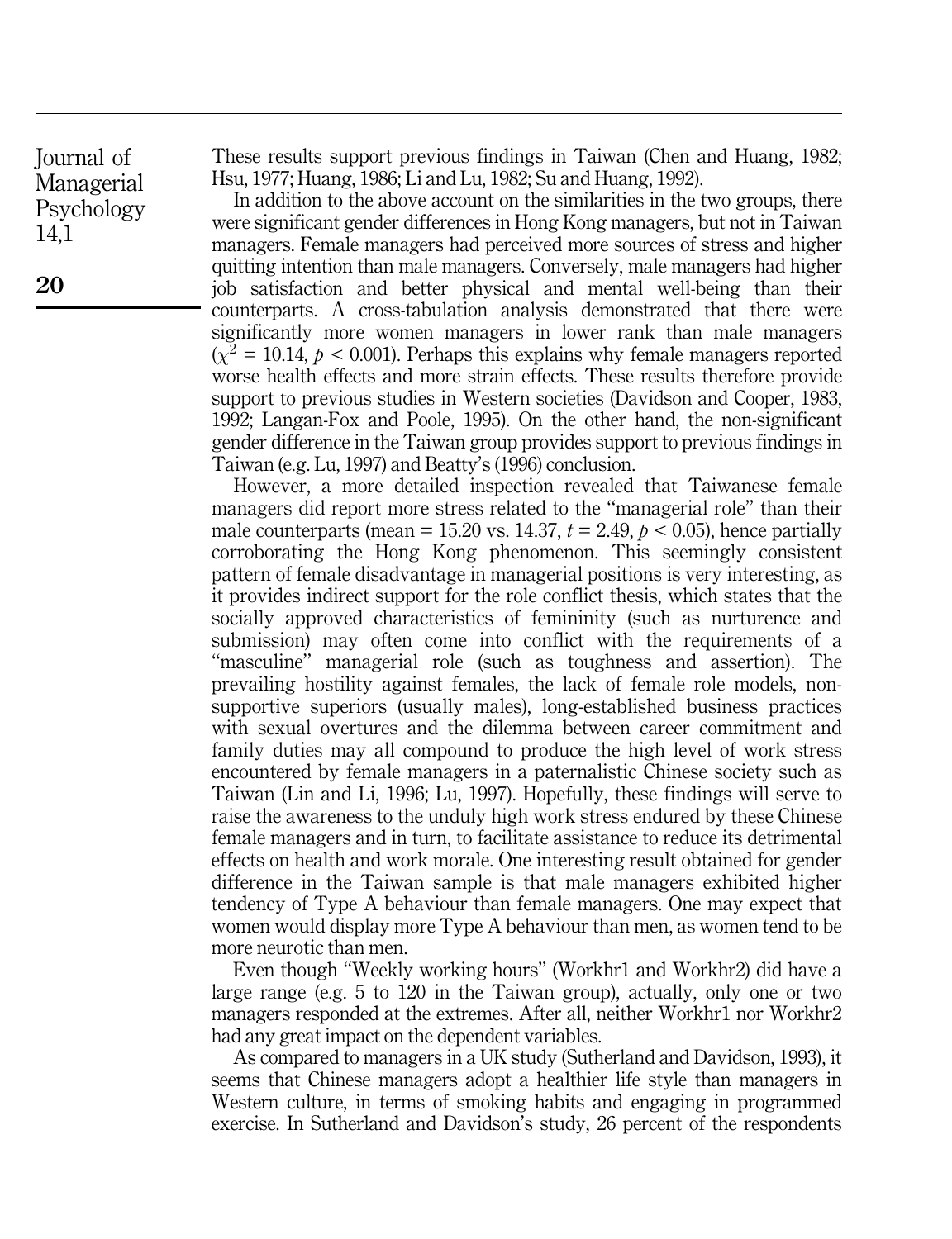These results support previous findings in Taiwan (Chen and Huang, 1982; Hsu, 1977; Huang, 1986; Li and Lu, 1982; Su and Huang, 1992).

In addition to the above account on the similarities in the two groups, there were significant gender differences in Hong Kong managers, but not in Taiwan managers. Female managers had perceived more sources of stress and higher quitting intention than male managers. Conversely, male managers had higher job satisfaction and better physical and mental well-being than their counterparts. A cross-tabulation analysis demonstrated that there were significantly more women managers in lower rank than male managers ($\chi^2 = 10.14$, $p < 0.001$). Perhaps this explains why female managers reported worse health effects and more strain effects. These results therefore provide support to previous studies in Western societies (Davidson and Cooper, 1983, 1992; Langan-Fox and Poole, 1995). On the other hand, the non-significant gender difference in the Taiwan group provides support to previous findings in Taiwan (e.g. Lu, 1997) and Beatty's (1996) conclusion.

However, a more detailed inspection revealed that Taiwanese female managers did report more stress related to the "managerial role" than their male counterparts (mean = 15.20 vs. 14.37, $t = 2.49$, $p < 0.05$), hence partially corroborating the Hong Kong phenomenon. This seemingly consistent pattern of female disadvantage in managerial positions is very interesting, as it provides indirect support for the role conflict thesis, which states that the socially approved characteristics of femininity (such as nurturence and submission) may often come into conflict with the requirements of a "masculine" managerial role (such as toughness and assertion). The prevailing hostility against females, the lack of female role models, non-supportive superiors (usually males), long-established business practices with sexual overtures and the dilemma between career commitment and family duties may all compound to produce the high level of work stress encountered by female managers in a paternalistic Chinese society such as Taiwan (Lin and Li, 1996; Lu, 1997). Hopefully, these findings will serve to raise the awareness to the unduly high work stress endured by these Chinese female managers and in turn, to facilitate assistance to reduce its detrimental effects on health and work morale. One interesting result obtained for gender difference in the Taiwan sample is that male managers exhibited higher tendency of Type A behaviour than female managers. One may expect that women would display more Type A behaviour than men, as women tend to be more neurotic than men.

Even though "Weekly working hours" (Workhr1 and Workhr2) did have a large range (e.g. 5 to 120 in the Taiwan group), actually, only one or two managers responded at the extremes. After all, neither Workhr1 nor Workhr2 had any great impact on the dependent variables.

As compared to managers in a UK study (Sutherland and Davidson, 1993), it seems that Chinese managers adopt a healthier life style than managers in Western culture, in terms of smoking habits and engaging in programmed exercise. In Sutherland and Davidson's study, 26 percent of the respondents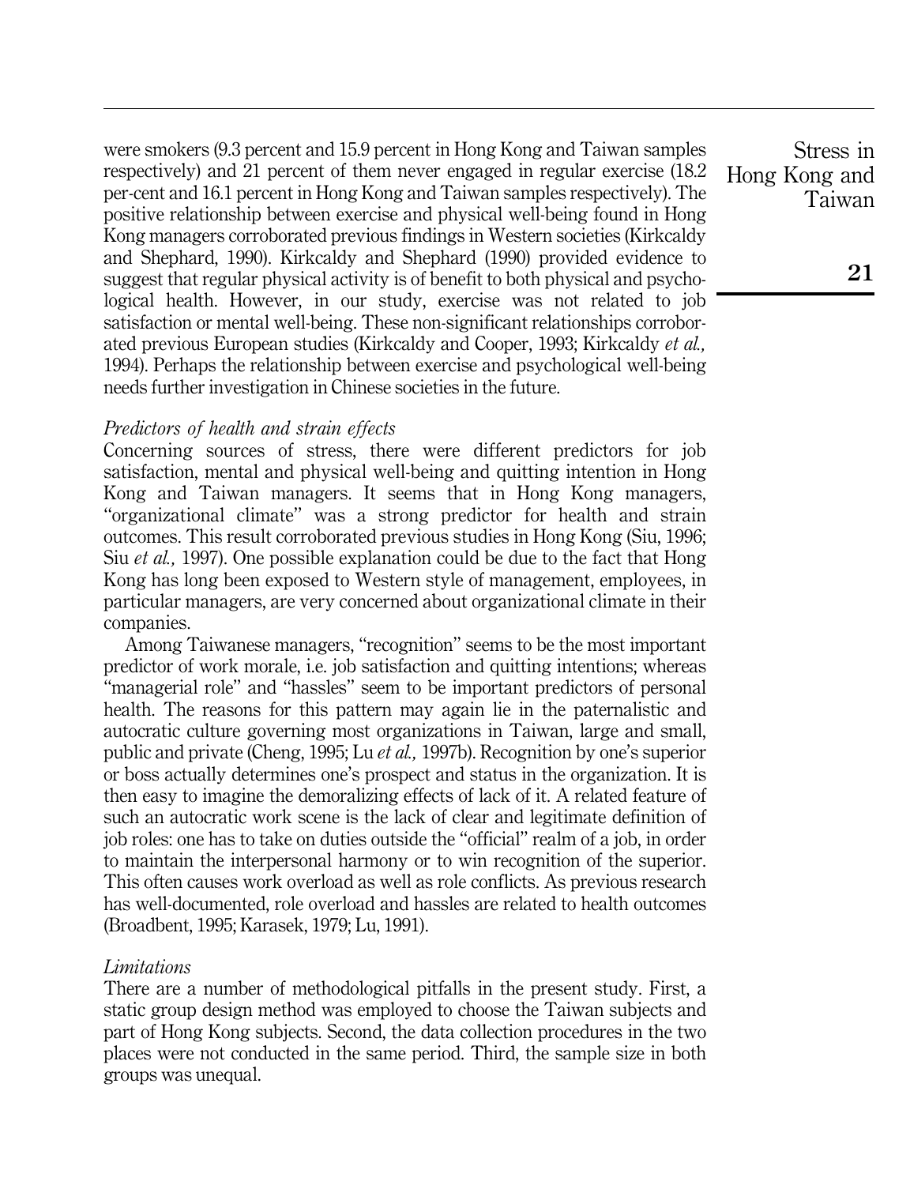were smokers (9.3 percent and 15.9 percent in Hong Kong and Taiwan samples respectively) and 21 percent of them never engaged in regular exercise (18.2 per-cent and 16.1 percent in Hong Kong and Taiwan samples respectively). The positive relationship between exercise and physical well-being found in Hong Kong managers corroborated previous findings in Western societies (Kirkcaldy and Shephard, 1990). Kirkcaldy and Shephard (1990) provided evidence to suggest that regular physical activity is of benefit to both physical and psychological health. However, in our study, exercise was not related to job satisfaction or mental well-being. These non-significant relationships corroborated previous European studies (Kirkcaldy and Cooper, 1993; Kirkcaldy *et al.,* 1994). Perhaps the relationship between exercise and psychological well-being needs further investigation in Chinese societies in the future.

### *Predictors of health and strain effects*

Concerning sources of stress, there were different predictors for job satisfaction, mental and physical well-being and quitting intention in Hong Kong and Taiwan managers. It seems that in Hong Kong managers, "organizational climate" was a strong predictor for health and strain outcomes. This result corroborated previous studies in Hong Kong (Siu, 1996; Siu *et al.,* 1997). One possible explanation could be due to the fact that Hong Kong has long been exposed to Western style of management, employees, in particular managers, are very concerned about organizational climate in their companies.

Among Taiwanese managers, "recognition" seems to be the most important predictor of work morale, i.e. job satisfaction and quitting intentions; whereas "managerial role" and "hassles" seem to be important predictors of personal health. The reasons for this pattern may again lie in the paternalistic and autocratic culture governing most organizations in Taiwan, large and small, public and private (Cheng, 1995; Lu *et al.,* 1997b). Recognition by one's superior or boss actually determines one's prospect and status in the organization. It is then easy to imagine the demoralizing effects of lack of it. A related feature of such an autocratic work scene is the lack of clear and legitimate definition of job roles: one has to take on duties outside the "official" realm of a job, in order to maintain the interpersonal harmony or to win recognition of the superior. This often causes work overload as well as role conflicts. As previous research has well-documented, role overload and hassles are related to health outcomes (Broadbent, 1995; Karasek, 1979; Lu, 1991).

### *Limitations*

There are a number of methodological pitfalls in the present study. First, a static group design method was employed to choose the Taiwan subjects and part of Hong Kong subjects. Second, the data collection procedures in the two places were not conducted in the same period. Third, the sample size in both groups was unequal.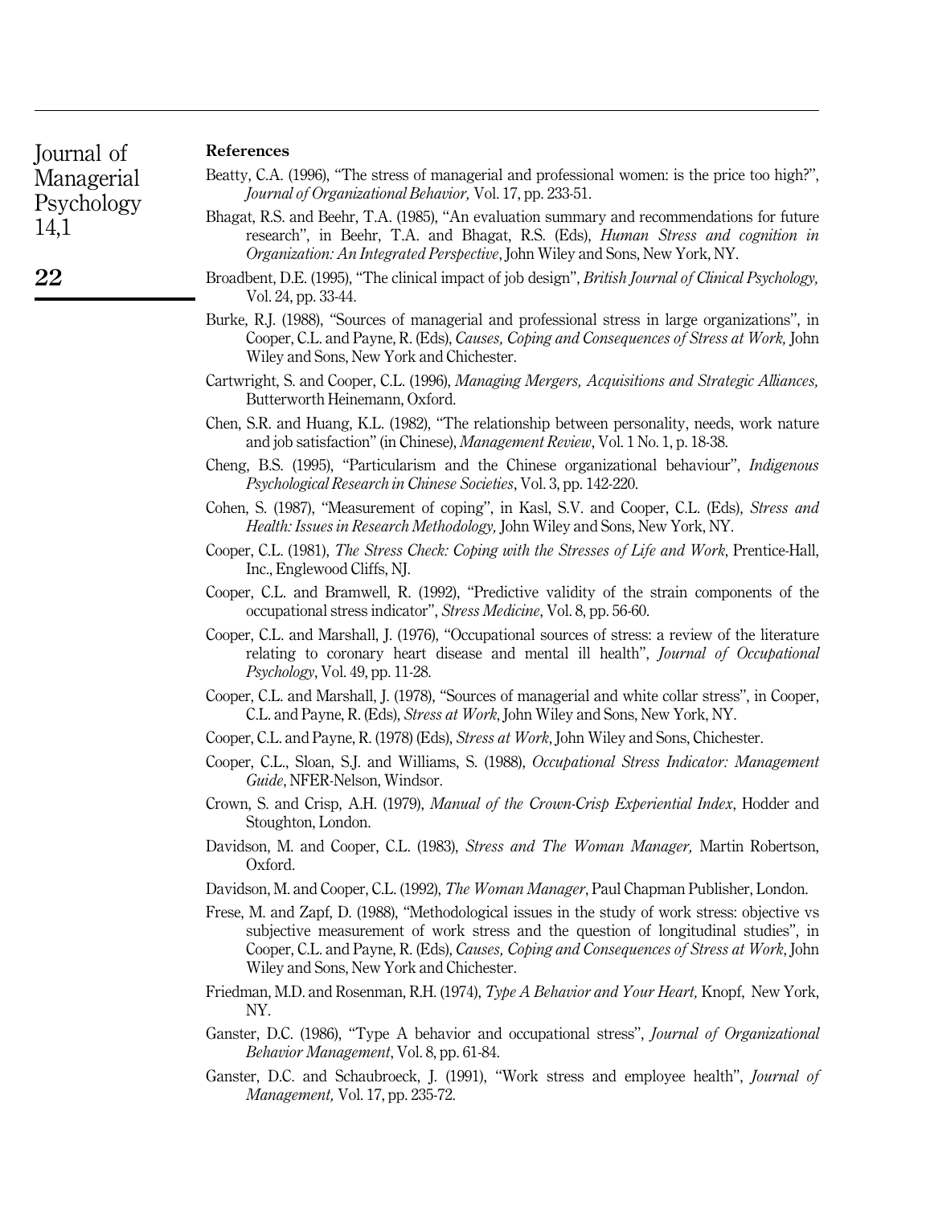## References

Beatty, C.A. (1996), "The stress of managerial and professional women: is the price too high?", *Journal of Organizational Behavior,* Vol. 17, pp. 233-51.

Bhagat, R.S. and Beehr, T.A. (1985), "An evaluation summary and recommendations for future research", in Beehr, T.A. and Bhagat, R.S. (Eds), *Human Stress and cognition in Organization: An Integrated Perspective*, John Wiley and Sons, New York, NY.

Broadbent, D.E. (1995), "The clinical impact of job design", *British Journal of Clinical Psychology,* Vol. 24, pp. 33-44.

Burke, R.J. (1988), "Sources of managerial and professional stress in large organizations", in Cooper, C.L. and Payne, R. (Eds), *Causes, Coping and Consequences of Stress at Work,* John Wiley and Sons, New York and Chichester.

Cartwright, S. and Cooper, C.L. (1996), *Managing Mergers, Acquisitions and Strategic Alliances,* Butterworth Heinemann, Oxford.

Chen, S.R. and Huang, K.L. (1982), "The relationship between personality, needs, work nature and job satisfaction" (in Chinese), *Management Review*, Vol. 1 No. 1, p. 18-38.

Cheng, B.S. (1995), "Particularism and the Chinese organizational behaviour", *Indigenous Psychological Research in Chinese Societies*, Vol. 3, pp. 142-220.

Cohen, S. (1987), "Measurement of coping", in Kasl, S.V. and Cooper, C.L. (Eds), *Stress and Health: Issues in Research Methodology,* John Wiley and Sons, New York, NY.

Cooper, C.L. (1981), *The Stress Check: Coping with the Stresses of Life and Work*, Prentice-Hall, Inc., Englewood Cliffs, NJ.

Cooper, C.L. and Bramwell, R. (1992), "Predictive validity of the strain components of the occupational stress indicator", *Stress Medicine*, Vol. 8, pp. 56-60.

Cooper, C.L. and Marshall, J. (1976), "Occupational sources of stress: a review of the literature relating to coronary heart disease and mental ill health", *Journal of Occupational Psychology*, Vol. 49, pp. 11-28.

Cooper, C.L. and Marshall, J. (1978), "Sources of managerial and white collar stress", in Cooper, C.L. and Payne, R. (Eds), *Stress at Work*, John Wiley and Sons, New York, NY.

Cooper, C.L. and Payne, R. (1978) (Eds), *Stress at Work*, John Wiley and Sons, Chichester.

Cooper, C.L., Sloan, S.J. and Williams, S. (1988), *Occupational Stress Indicator: Management Guide*, NFER-Nelson, Windsor.

Crown, S. and Crisp, A.H. (1979), *Manual of the Crown-Crisp Experiential Index*, Hodder and Stoughton, London.

Davidson, M. and Cooper, C.L. (1983), *Stress and The Woman Manager,* Martin Robertson, Oxford.

Davidson, M. and Cooper, C.L. (1992), *The Woman Manager*, Paul Chapman Publisher, London.

Frese, M. and Zapf, D. (1988), "Methodological issues in the study of work stress: objective vs subjective measurement of work stress and the question of longitudinal studies", in Cooper, C.L. and Payne, R. (Eds), *Causes, Coping and Consequences of Stress at Work*, John Wiley and Sons, New York and Chichester.

Friedman, M.D. and Rosenman, R.H. (1974), *Type A Behavior and Your Heart,* Knopf, New York, NY.

Ganster, D.C. (1986), "Type A behavior and occupational stress", *Journal of Organizational Behavior Management*, Vol. 8, pp. 61-84.

Ganster, D.C. and Schaubroeck, J. (1991), "Work stress and employee health", *Journal of Management,* Vol. 17, pp. 235-72.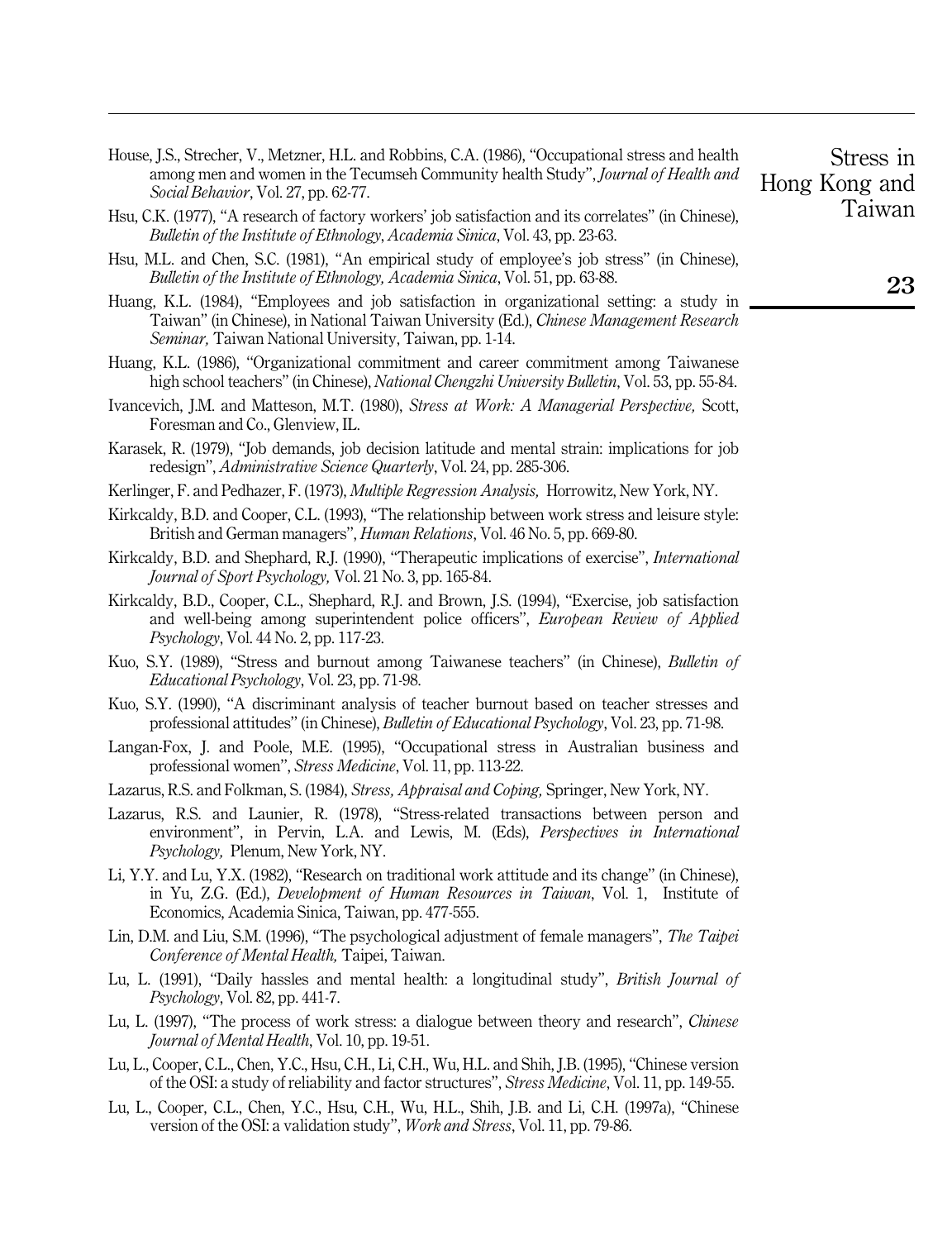House, J.S., Strecher, V., Metzner, H.L. and Robbins, C.A. (1986), "Occupational stress and health among men and women in the Tecumseh Community health Study", *Journal of Health and Social Behavior*, Vol. 27, pp. 62-77.

Hsu, C.K. (1977), "A research of factory workers' job satisfaction and its correlates" (in Chinese), *Bulletin of the Institute of Ethnology, Academia Sinica*, Vol. 43, pp. 23-63.

Hsu, M.L. and Chen, S.C. (1981), "An empirical study of employee's job stress" (in Chinese), *Bulletin of the Institute of Ethnology, Academia Sinica*, Vol. 51, pp. 63-88.

Huang, K.L. (1984), "Employees and job satisfaction in organizational setting: a study in Taiwan" (in Chinese), in National Taiwan University (Ed.), *Chinese Management Research Seminar,* Taiwan National University, Taiwan, pp. 1-14.

Huang, K.L. (1986), "Organizational commitment and career commitment among Taiwanese high school teachers" (in Chinese), *National Chengzhi University Bulletin*, Vol. 53, pp. 55-84.

Ivancevich, J.M. and Matteson, M.T. (1980), *Stress at Work: A Managerial Perspective,* Scott, Foresman and Co., Glenview, IL.

Karasek, R. (1979), "Job demands, job decision latitude and mental strain: implications for job redesign", *Administrative Science Quarterly*, Vol. 24, pp. 285-306.

Kerlinger, F. and Pedhazer, F. (1973), *Multiple Regression Analysis,* Horrowitz, New York, NY.

Kirkcaldy, B.D. and Cooper, C.L. (1993), "The relationship between work stress and leisure style: British and German managers", *Human Relations*, Vol. 46 No. 5, pp. 669-80.

Kirkcaldy, B.D. and Shephard, R.J. (1990), "Therapeutic implications of exercise", *International Journal of Sport Psychology,* Vol. 21 No. 3, pp. 165-84.

Kirkcaldy, B.D., Cooper, C.L., Shephard, R.J. and Brown, J.S. (1994), "Exercise, job satisfaction and well-being among superintendent police officers", *European Review of Applied Psychology*, Vol. 44 No. 2, pp. 117-23.

Kuo, S.Y. (1989), "Stress and burnout among Taiwanese teachers" (in Chinese), *Bulletin of Educational Psychology*, Vol. 23, pp. 71-98.

Kuo, S.Y. (1990), "A discriminant analysis of teacher burnout based on teacher stresses and professional attitudes" (in Chinese), *Bulletin of Educational Psychology*, Vol. 23, pp. 71-98.

Langan-Fox, J. and Poole, M.E. (1995), "Occupational stress in Australian business and professional women", *Stress Medicine*, Vol. 11, pp. 113-22.

Lazarus, R.S. and Folkman, S. (1984), *Stress, Appraisal and Coping,* Springer, New York, NY.

Lazarus, R.S. and Launier, R. (1978), "Stress-related transactions between person and environment", in Pervin, L.A. and Lewis, M. (Eds), *Perspectives in International Psychology,* Plenum, New York, NY.

Li, Y.Y. and Lu, Y.X. (1982), "Research on traditional work attitude and its change" (in Chinese), in Yu, Z.G. (Ed.), *Development of Human Resources in Taiwan*, Vol. 1, Institute of Economics, Academia Sinica, Taiwan, pp. 477-555.

Lin, D.M. and Liu, S.M. (1996), "The psychological adjustment of female managers", *The Taipei Conference of Mental Health,* Taipei, Taiwan.

Lu, L. (1991), "Daily hassles and mental health: a longitudinal study", *British Journal of Psychology*, Vol. 82, pp. 441-7.

Lu, L. (1997), "The process of work stress: a dialogue between theory and research", *Chinese Journal of Mental Health*, Vol. 10, pp. 19-51.

Lu, L., Cooper, C.L., Chen, Y.C., Hsu, C.H., Li, C.H., Wu, H.L. and Shih, J.B. (1995), "Chinese version of the OSI: a study of reliability and factor structures", *Stress Medicine*, Vol. 11, pp. 149-55.

Lu, L., Cooper, C.L., Chen, Y.C., Hsu, C.H., Wu, H.L., Shih, J.B. and Li, C.H. (1997a), "Chinese version of the OSI: a validation study", *Work and Stress*, Vol. 11, pp. 79-86.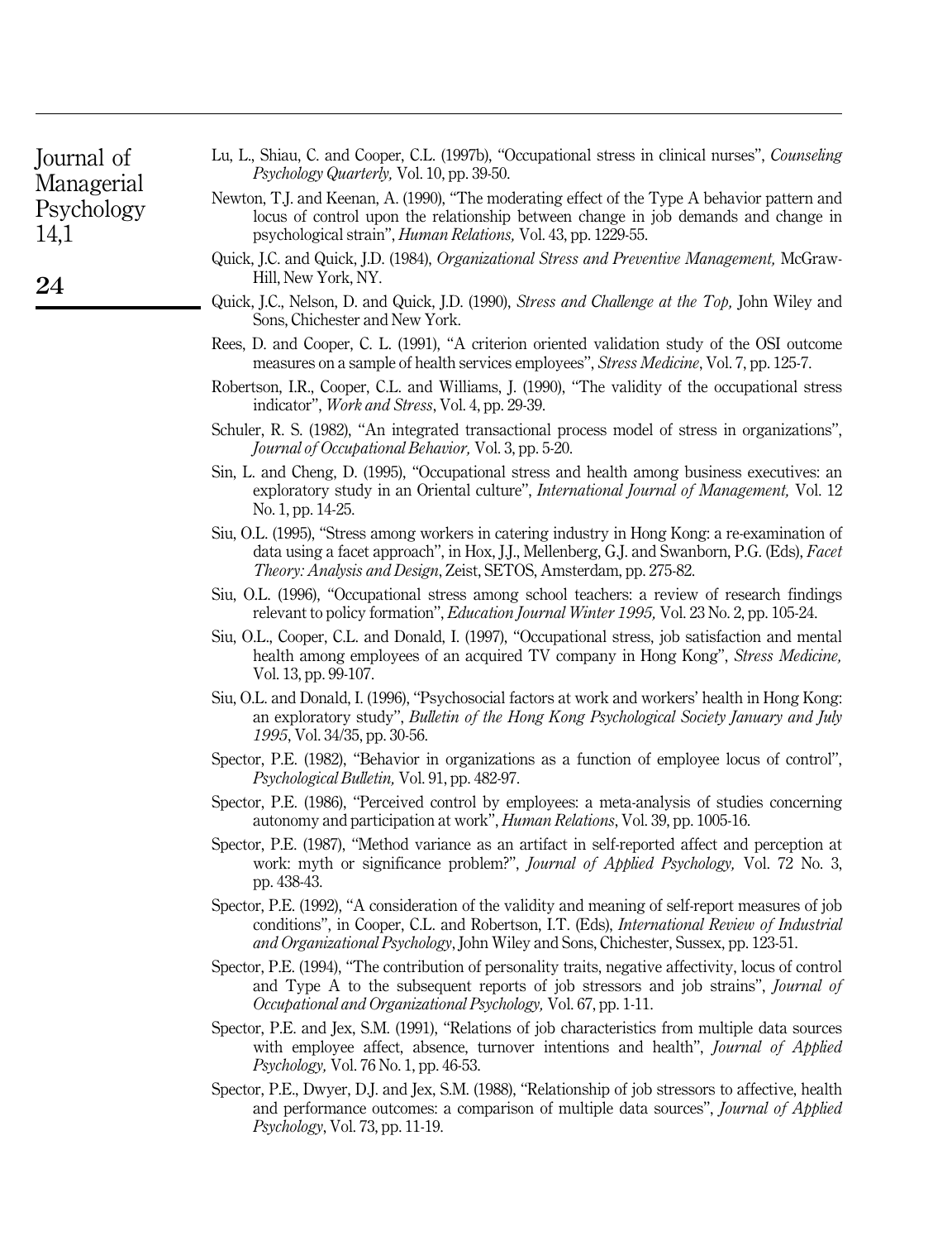Lu, L., Shiau, C. and Cooper, C.L. (1997b), "Occupational stress in clinical nurses", *Counseling Psychology Quarterly,* Vol. 10, pp. 39-50.

Newton, T.J. and Keenan, A. (1990), "The moderating effect of the Type A behavior pattern and locus of control upon the relationship between change in job demands and change in psychological strain", *Human Relations,* Vol. 43, pp. 1229-55.

Quick, J.C. and Quick, J.D. (1984), *Organizational Stress and Preventive Management,* McGraw-Hill, New York, NY.

Quick, J.C., Nelson, D. and Quick, J.D. (1990), *Stress and Challenge at the Top,* John Wiley and Sons, Chichester and New York.

Rees, D. and Cooper, C. L. (1991), "A criterion oriented validation study of the OSI outcome measures on a sample of health services employees", *Stress Medicine*, Vol. 7, pp. 125-7.

Robertson, I.R., Cooper, C.L. and Williams, J. (1990), "The validity of the occupational stress indicator", *Work and Stress*, Vol. 4, pp. 29-39.

Schuler, R. S. (1982), "An integrated transactional process model of stress in organizations", *Journal of Occupational Behavior,* Vol. 3, pp. 5-20.

Sin, L. and Cheng, D. (1995), "Occupational stress and health among business executives: an exploratory study in an Oriental culture", *International Journal of Management,* Vol. 12 No. 1, pp. 14-25.

Siu, O.L. (1995), "Stress among workers in catering industry in Hong Kong: a re-examination of data using a facet approach", in Hox, J.J., Mellenberg, G.J. and Swanborn, P.G. (Eds), *Facet Theory: Analysis and Design*, Zeist, SETOS, Amsterdam, pp. 275-82.

Siu, O.L. (1996), "Occupational stress among school teachers: a review of research findings relevant to policy formation", *Education Journal Winter 1995,* Vol. 23 No. 2, pp. 105-24.

Siu, O.L., Cooper, C.L. and Donald, I. (1997), "Occupational stress, job satisfaction and mental health among employees of an acquired TV company in Hong Kong", *Stress Medicine,* Vol. 13, pp. 99-107.

Siu, O.L. and Donald, I. (1996), "Psychosocial factors at work and workers' health in Hong Kong: an exploratory study", *Bulletin of the Hong Kong Psychological Society January and July 1995*, Vol. 34/35, pp. 30-56.

Spector, P.E. (1982), "Behavior in organizations as a function of employee locus of control", *Psychological Bulletin,* Vol. 91, pp. 482-97.

Spector, P.E. (1986), "Perceived control by employees: a meta-analysis of studies concerning autonomy and participation at work", *Human Relations*, Vol. 39, pp. 1005-16.

Spector, P.E. (1987), "Method variance as an artifact in self-reported affect and perception at work: myth or significance problem?", *Journal of Applied Psychology,* Vol. 72 No. 3, pp. 438-43.

Spector, P.E. (1992), "A consideration of the validity and meaning of self-report measures of job conditions", in Cooper, C.L. and Robertson, I.T. (Eds), *International Review of Industrial and Organizational Psychology*, John Wiley and Sons, Chichester, Sussex, pp. 123-51.

Spector, P.E. (1994), "The contribution of personality traits, negative affectivity, locus of control and Type A to the subsequent reports of job stressors and job strains", *Journal of Occupational and Organizational Psychology,* Vol. 67, pp. 1-11.

Spector, P.E. and Jex, S.M. (1991), "Relations of job characteristics from multiple data sources with employee affect, absence, turnover intentions and health", *Journal of Applied Psychology,* Vol. 76 No. 1, pp. 46-53.

Spector, P.E., Dwyer, D.J. and Jex, S.M. (1988), "Relationship of job stressors to affective, health and performance outcomes: a comparison of multiple data sources", *Journal of Applied Psychology*, Vol. 73, pp. 11-19.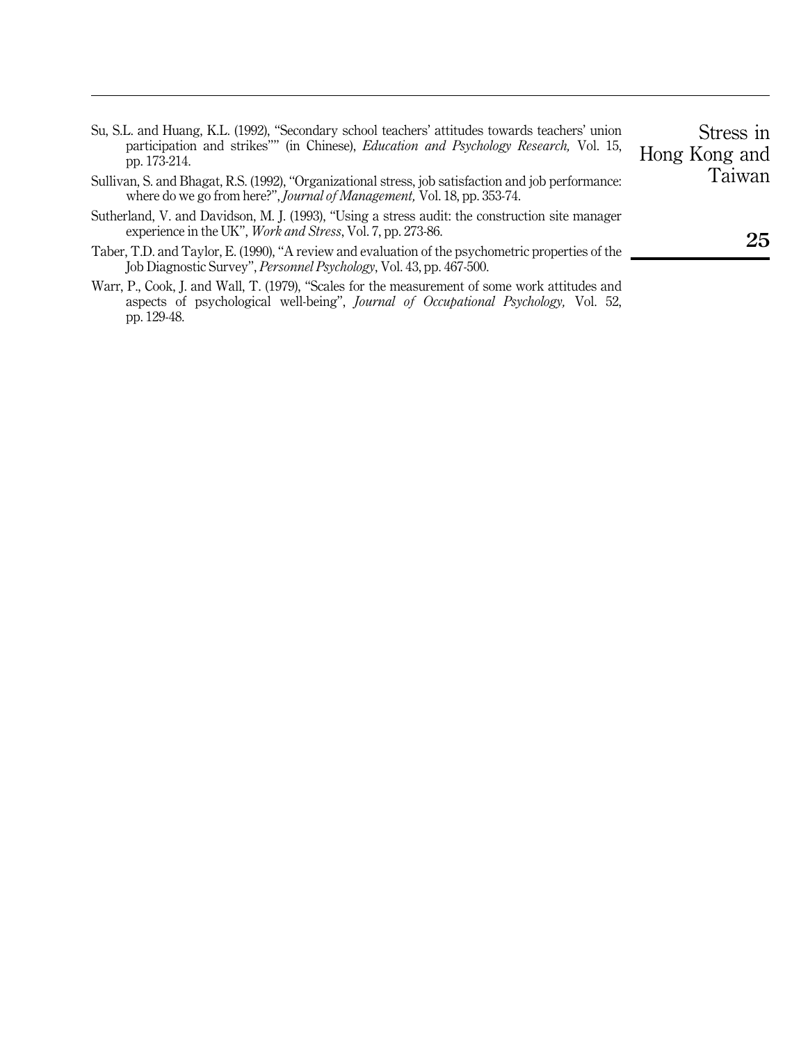Su, S.L. and Huang, K.L. (1992), "Secondary school teachers' attitudes towards teachers' union participation and strikes"" (in Chinese), *Education and Psychology Research,* Vol. 15, pp. 173-214.

Sullivan, S. and Bhagat, R.S. (1992), "Organizational stress, job satisfaction and job performance: where do we go from here?", *Journal of Management,* Vol. 18, pp. 353-74.

Sutherland, V. and Davidson, M. J. (1993), "Using a stress audit: the construction site manager experience in the UK", *Work and Stress*, Vol. 7, pp. 273-86.

Taber, T.D. and Taylor, E. (1990), "A review and evaluation of the psychometric properties of the Job Diagnostic Survey", *Personnel Psychology*, Vol. 43, pp. 467-500.

Warr, P., Cook, J. and Wall, T. (1979), "Scales for the measurement of some work attitudes and aspects of psychological well-being", *Journal of Occupational Psychology,* Vol. 52, pp. 129-48.